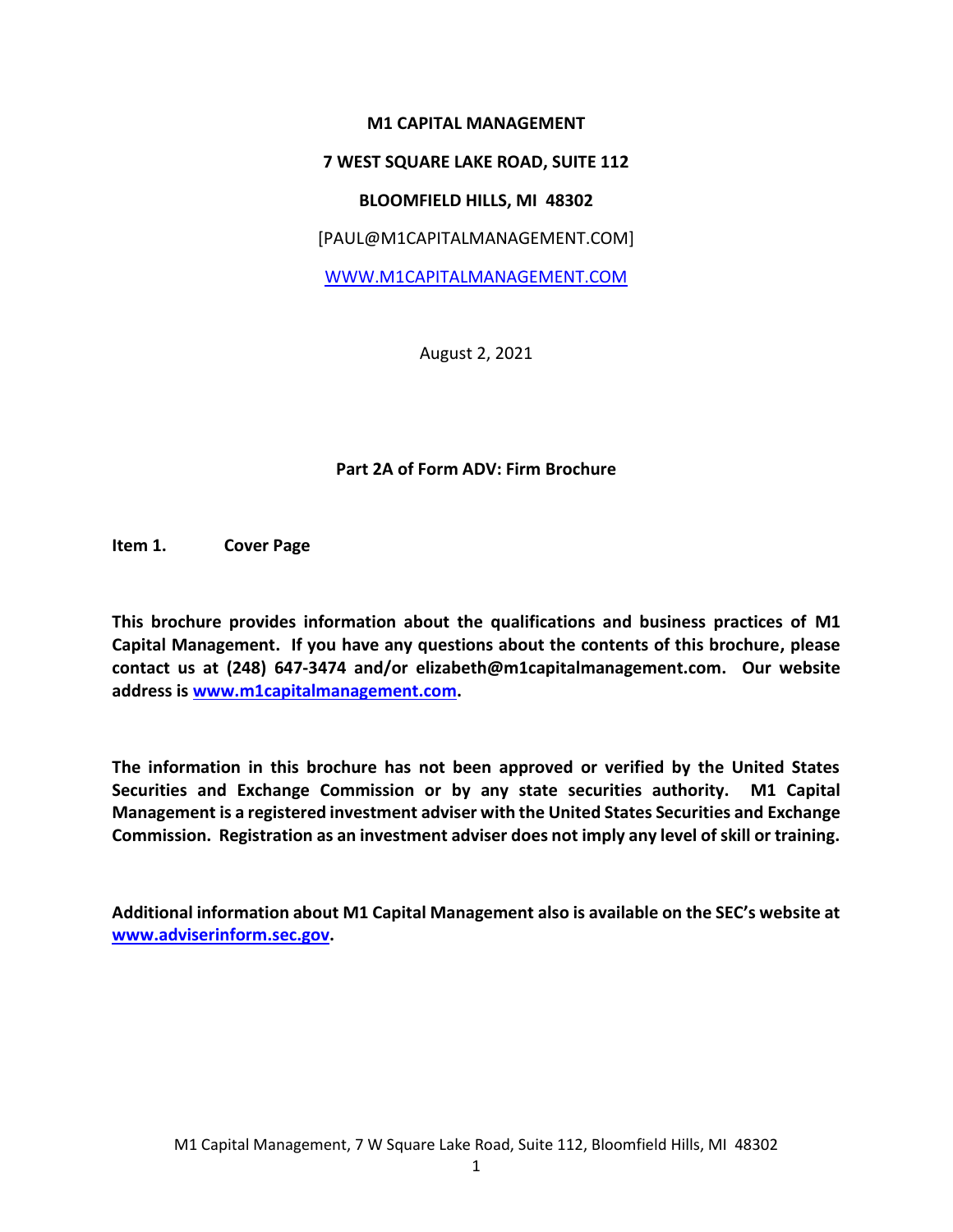**M1 CAPITAL MANAGEMENT**

**7 WEST SQUARE LAKE ROAD, SUITE 112**

**BLOOMFIELD HILLS, MI 48302**

[PAUL@M1CAPITALMANAGEMENT.COM]

WWW.M1CAPITALMANAGEMENT.COM

August 2, 2021

**Part 2A of Form ADV: Firm Brochure**

**Item 1. Cover Page**

**This brochure provides information about the qualifications and business practices of M1 Capital Management. If you have any questions about the contents of this brochure, please contact us at (248) 647-3474 and/or elizabeth@m1capitalmanagement.com. Our website address is www.m1capitalmanagement.com.**

**The information in this brochure has not been approved or verified by the United States Securities and Exchange Commission or by any state securities authority. M1 Capital Management is a registered investment adviser with the United States Securities and Exchange Commission. Registration as an investment adviser does not imply any level of skill or training.**

**Additional information about M1 Capital Management also is available on the SEC's website at www.adviserinform.sec.gov.**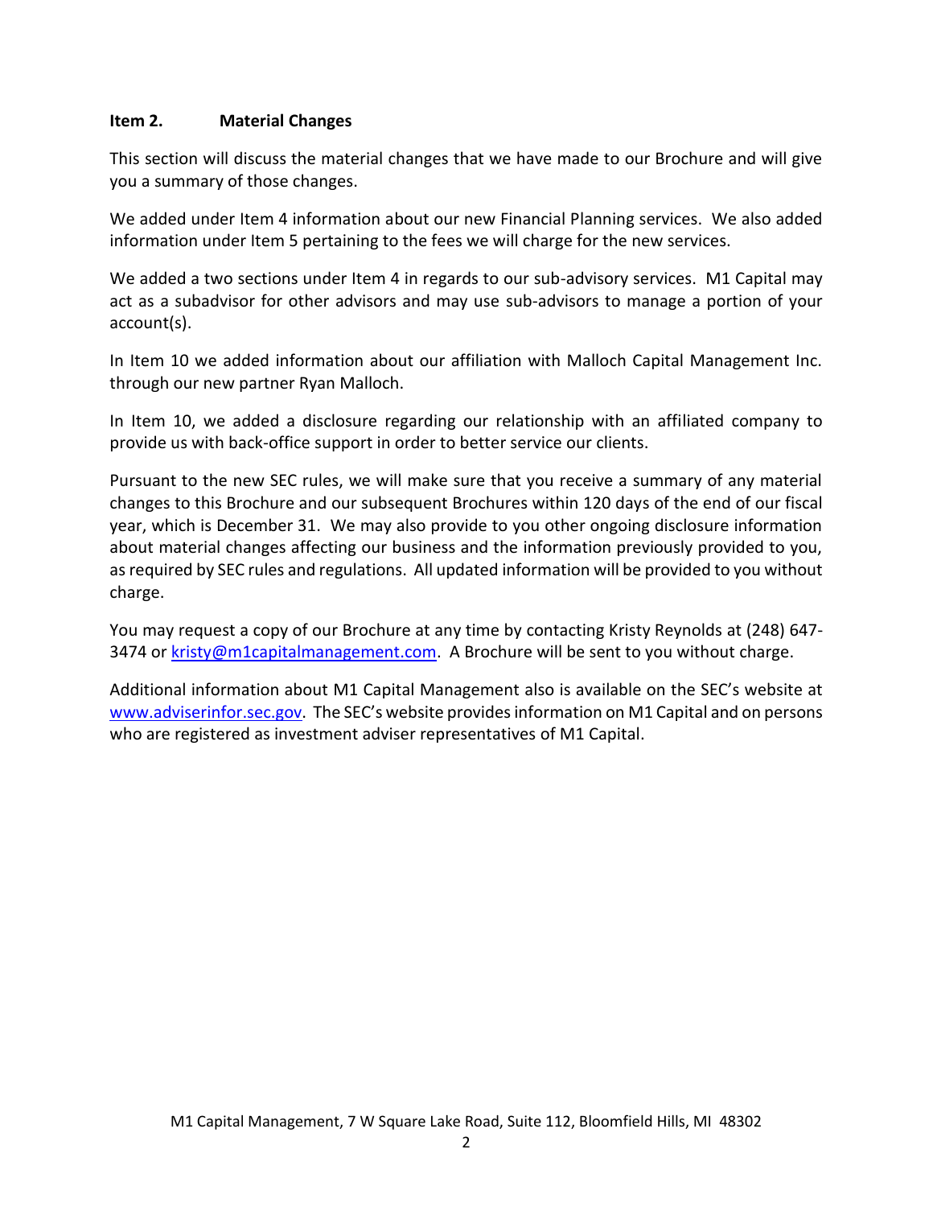## Item 2. Material Changes

This section will discuss the material changes that we have made to our Brochure and will give you a summary of those changes.

We added under Item 4 information about our new Financial Planning services. We also added information under Item 5 pertaining to the fees we will charge for the new services.

We added a two sections under Item 4 in regards to our sub-advisory services. M1 Capital may act as a subadvisor for other advisors and may use sub-advisors to manage a portion of your account(s).

In Item 10 we added information about our affiliation with Malloch Capital Management Inc. through our new partner Ryan Malloch.

In Item 10, we added a disclosure regarding our relationship with an affiliated company to provide us with back-office support in order to better service our clients.

Pursuant to the new SEC rules, we will make sure that you receive a summary of any material changes to this Brochure and our subsequent Brochures within 120 days of the end of our fiscal year, which is December 31. We may also provide to you other ongoing disclosure information about material changes affecting our business and the information previously provided to you, as required by SEC rules and regulations. All updated information will be provided to you without charge.

You may request a copy of our Brochure at any time by contacting Kristy Reynolds at (248) 647-3474 or [kristy@m1capitalmanagement.com](mailto:kristy@m1capitalmanagement.com). A Brochure will be sent to you without charge.

Additional information about M1 Capital Management also is available on the SEC's website at [www.adviserinfor.sec.gov](http://www.adviserinfor.sec.gov). The SEC's website provides information on M1 Capital and on persons who are registered as investment adviser representatives of M1 Capital.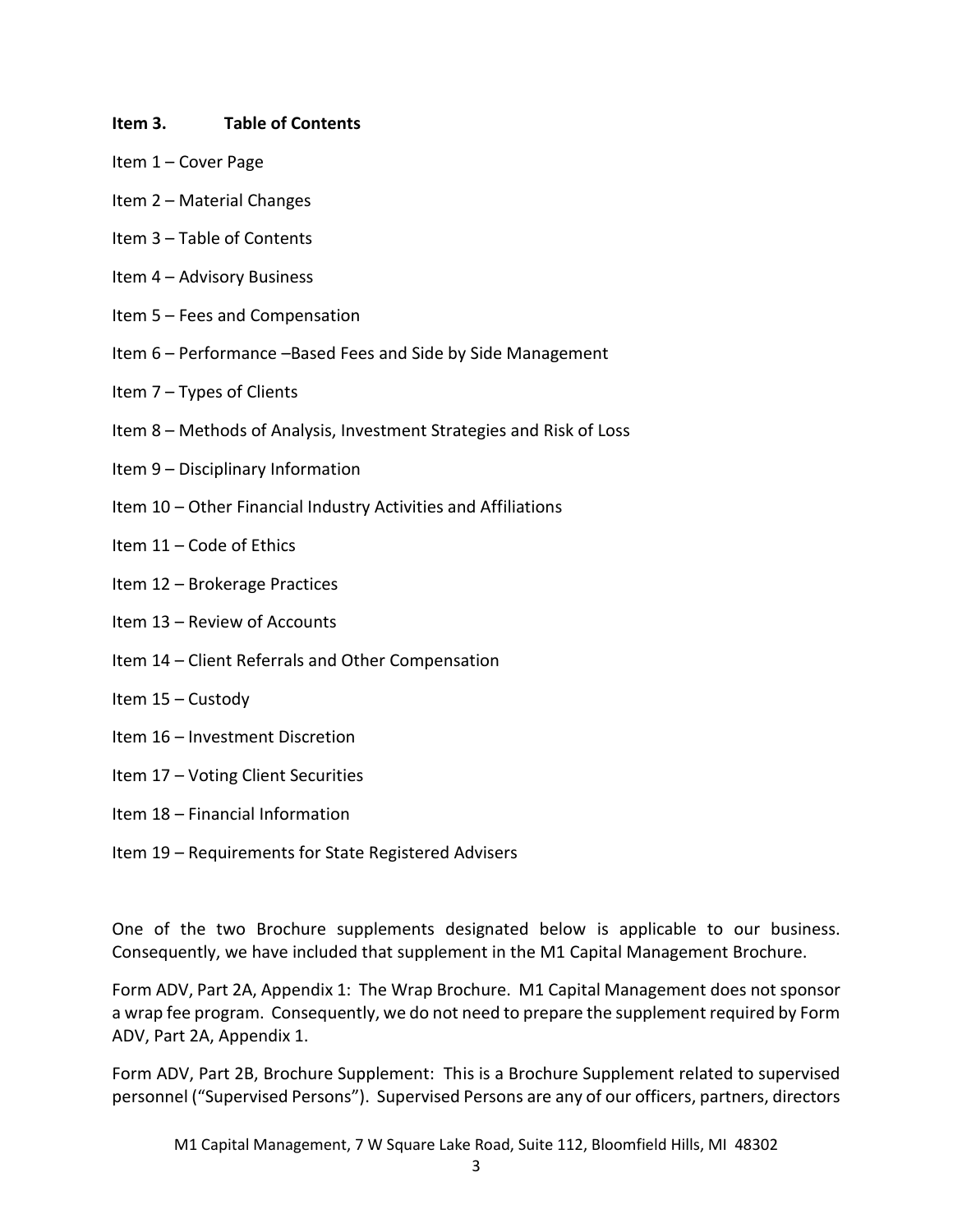## Item 3. Table of Contents

Item 1 – Cover Page

Item 2 – Material Changes

Item 3 – Table of Contents

Item 4 – Advisory Business

Item 5 – Fees and Compensation

Item 6 – Performance –Based Fees and Side by Side Management

Item 7 – Types of Clients

Item 8 – Methods of Analysis, Investment Strategies and Risk of Loss

Item 9 – Disciplinary Information

Item 10 – Other Financial Industry Activities and Affiliations

Item 11 – Code of Ethics

Item 12 – Brokerage Practices

Item 13 – Review of Accounts

Item 14 – Client Referrals and Other Compensation

Item 15 – Custody

Item 16 – Investment Discretion

Item 17 – Voting Client Securities

Item 18 – Financial Information

Item 19 – Requirements for State Registered Advisers

One of the two Brochure supplements designated below is applicable to our business. Consequently, we have included that supplement in the M1 Capital Management Brochure.

Form ADV, Part 2A, Appendix 1: The Wrap Brochure. M1 Capital Management does not sponsor a wrap fee program. Consequently, we do not need to prepare the supplement required by Form ADV, Part 2A, Appendix 1.

Form ADV, Part 2B, Brochure Supplement: This is a Brochure Supplement related to supervised personnel ("Supervised Persons"). Supervised Persons are any of our officers, partners, directors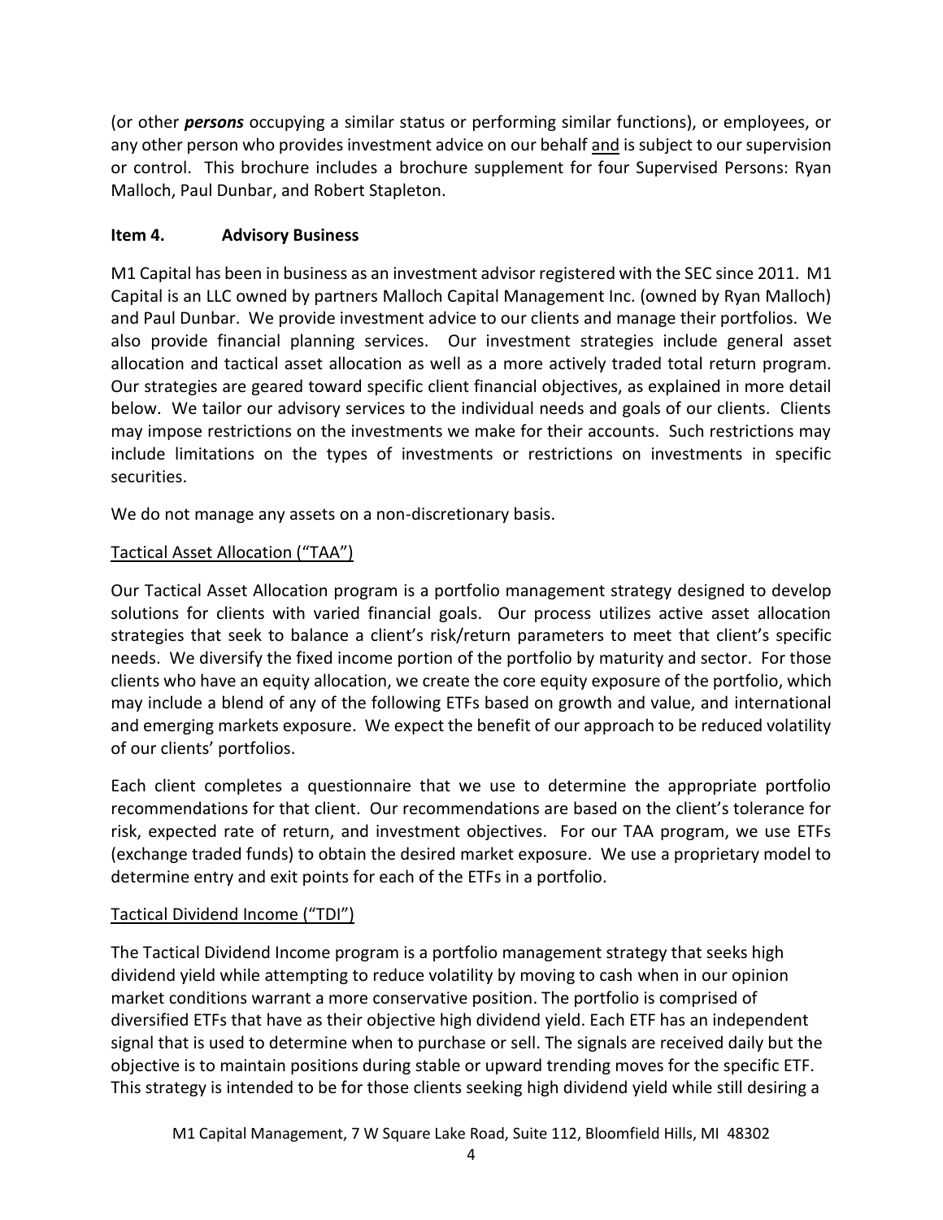(or other ***persons*** occupying a similar status or performing similar functions), or employees, or any other person who provides investment advice on our behalf <u>and</u> is subject to our supervision or control. This brochure includes a brochure supplement for four Supervised Persons: Ryan Malloch, Paul Dunbar, and Robert Stapleton.

## Item 4. Advisory Business

M1 Capital has been in business as an investment advisor registered with the SEC since 2011. M1 Capital is an LLC owned by partners Malloch Capital Management Inc. (owned by Ryan Malloch) and Paul Dunbar. We provide investment advice to our clients and manage their portfolios. We also provide financial planning services. Our investment strategies include general asset allocation and tactical asset allocation as well as a more actively traded total return program. Our strategies are geared toward specific client financial objectives, as explained in more detail below. We tailor our advisory services to the individual needs and goals of our clients. Clients may impose restrictions on the investments we make for their accounts. Such restrictions may include limitations on the types of investments or restrictions on investments in specific securities.

We do not manage any assets on a non-discretionary basis.

<u>Tactical Asset Allocation ("TAA")</u>

Our Tactical Asset Allocation program is a portfolio management strategy designed to develop solutions for clients with varied financial goals. Our process utilizes active asset allocation strategies that seek to balance a client's risk/return parameters to meet that client's specific needs. We diversify the fixed income portion of the portfolio by maturity and sector. For those clients who have an equity allocation, we create the core equity exposure of the portfolio, which may include a blend of any of the following ETFs based on growth and value, and international and emerging markets exposure. We expect the benefit of our approach to be reduced volatility of our clients' portfolios.

Each client completes a questionnaire that we use to determine the appropriate portfolio recommendations for that client. Our recommendations are based on the client's tolerance for risk, expected rate of return, and investment objectives. For our TAA program, we use ETFs (exchange traded funds) to obtain the desired market exposure. We use a proprietary model to determine entry and exit points for each of the ETFs in a portfolio.

<u>Tactical Dividend Income ("TDI")</u>

The Tactical Dividend Income program is a portfolio management strategy that seeks high dividend yield while attempting to reduce volatility by moving to cash when in our opinion market conditions warrant a more conservative position. The portfolio is comprised of diversified ETFs that have as their objective high dividend yield. Each ETF has an independent signal that is used to determine when to purchase or sell. The signals are received daily but the objective is to maintain positions during stable or upward trending moves for the specific ETF. This strategy is intended to be for those clients seeking high dividend yield while still desiring a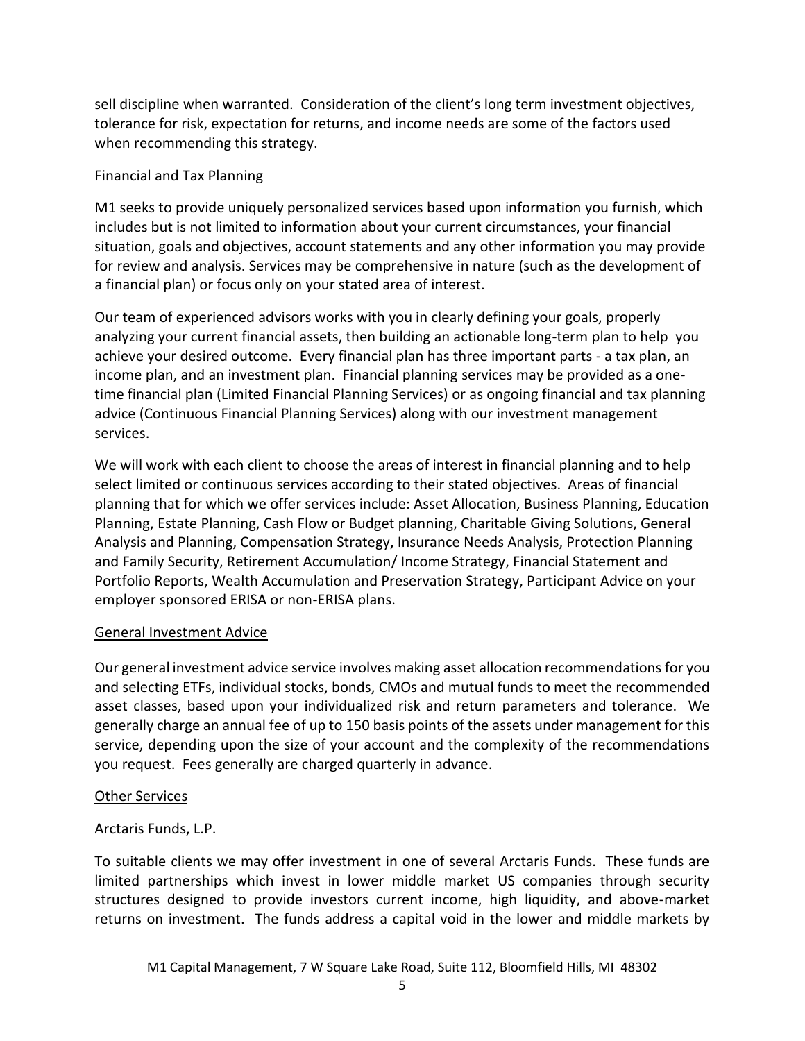sell discipline when warranted. Consideration of the client's long term investment objectives, tolerance for risk, expectation for returns, and income needs are some of the factors used when recommending this strategy.

## Financial and Tax Planning

M1 seeks to provide uniquely personalized services based upon information you furnish, which includes but is not limited to information about your current circumstances, your financial situation, goals and objectives, account statements and any other information you may provide for review and analysis. Services may be comprehensive in nature (such as the development of a financial plan) or focus only on your stated area of interest.

Our team of experienced advisors works with you in clearly defining your goals, properly analyzing your current financial assets, then building an actionable long-term plan to help you achieve your desired outcome. Every financial plan has three important parts - a tax plan, an income plan, and an investment plan. Financial planning services may be provided as a one-time financial plan (Limited Financial Planning Services) or as ongoing financial and tax planning advice (Continuous Financial Planning Services) along with our investment management services.

We will work with each client to choose the areas of interest in financial planning and to help select limited or continuous services according to their stated objectives. Areas of financial planning that for which we offer services include: Asset Allocation, Business Planning, Education Planning, Estate Planning, Cash Flow or Budget planning, Charitable Giving Solutions, General Analysis and Planning, Compensation Strategy, Insurance Needs Analysis, Protection Planning and Family Security, Retirement Accumulation/ Income Strategy, Financial Statement and Portfolio Reports, Wealth Accumulation and Preservation Strategy, Participant Advice on your employer sponsored ERISA or non-ERISA plans.

## General Investment Advice

Our general investment advice service involves making asset allocation recommendations for you and selecting ETFs, individual stocks, bonds, CMOs and mutual funds to meet the recommended asset classes, based upon your individualized risk and return parameters and tolerance. We generally charge an annual fee of up to 150 basis points of the assets under management for this service, depending upon the size of your account and the complexity of the recommendations you request. Fees generally are charged quarterly in advance.

## Other Services

Arctaris Funds, L.P.

To suitable clients we may offer investment in one of several Arctaris Funds. These funds are limited partnerships which invest in lower middle market US companies through security structures designed to provide investors current income, high liquidity, and above-market returns on investment. The funds address a capital void in the lower and middle markets by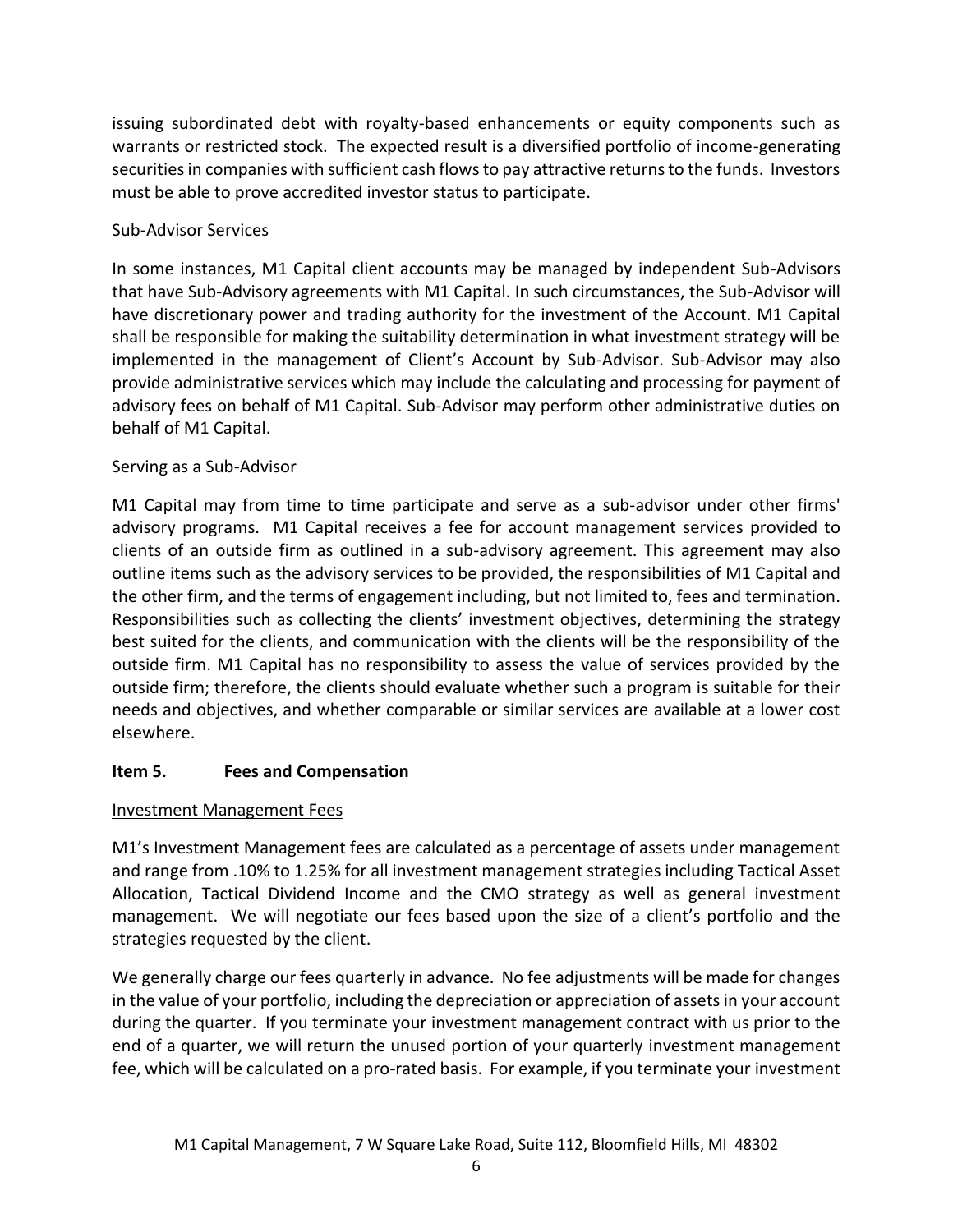issuing subordinated debt with royalty-based enhancements or equity components such as warrants or restricted stock. The expected result is a diversified portfolio of income-generating securities in companies with sufficient cash flows to pay attractive returns to the funds. Investors must be able to prove accredited investor status to participate.

Sub-Advisor Services

In some instances, M1 Capital client accounts may be managed by independent Sub-Advisors that have Sub-Advisory agreements with M1 Capital. In such circumstances, the Sub-Advisor will have discretionary power and trading authority for the investment of the Account. M1 Capital shall be responsible for making the suitability determination in what investment strategy will be implemented in the management of Client's Account by Sub-Advisor. Sub-Advisor may also provide administrative services which may include the calculating and processing for payment of advisory fees on behalf of M1 Capital. Sub-Advisor may perform other administrative duties on behalf of M1 Capital.

Serving as a Sub-Advisor

M1 Capital may from time to time participate and serve as a sub-advisor under other firms' advisory programs. M1 Capital receives a fee for account management services provided to clients of an outside firm as outlined in a sub-advisory agreement. This agreement may also outline items such as the advisory services to be provided, the responsibilities of M1 Capital and the other firm, and the terms of engagement including, but not limited to, fees and termination. Responsibilities such as collecting the clients' investment objectives, determining the strategy best suited for the clients, and communication with the clients will be the responsibility of the outside firm. M1 Capital has no responsibility to assess the value of services provided by the outside firm; therefore, the clients should evaluate whether such a program is suitable for their needs and objectives, and whether comparable or similar services are available at a lower cost elsewhere.

## Item 5. Fees and Compensation

Investment Management Fees

M1's Investment Management fees are calculated as a percentage of assets under management and range from .10% to 1.25% for all investment management strategies including Tactical Asset Allocation, Tactical Dividend Income and the CMO strategy as well as general investment management. We will negotiate our fees based upon the size of a client's portfolio and the strategies requested by the client.

We generally charge our fees quarterly in advance. No fee adjustments will be made for changes in the value of your portfolio, including the depreciation or appreciation of assets in your account during the quarter. If you terminate your investment management contract with us prior to the end of a quarter, we will return the unused portion of your quarterly investment management fee, which will be calculated on a pro-rated basis. For example, if you terminate your investment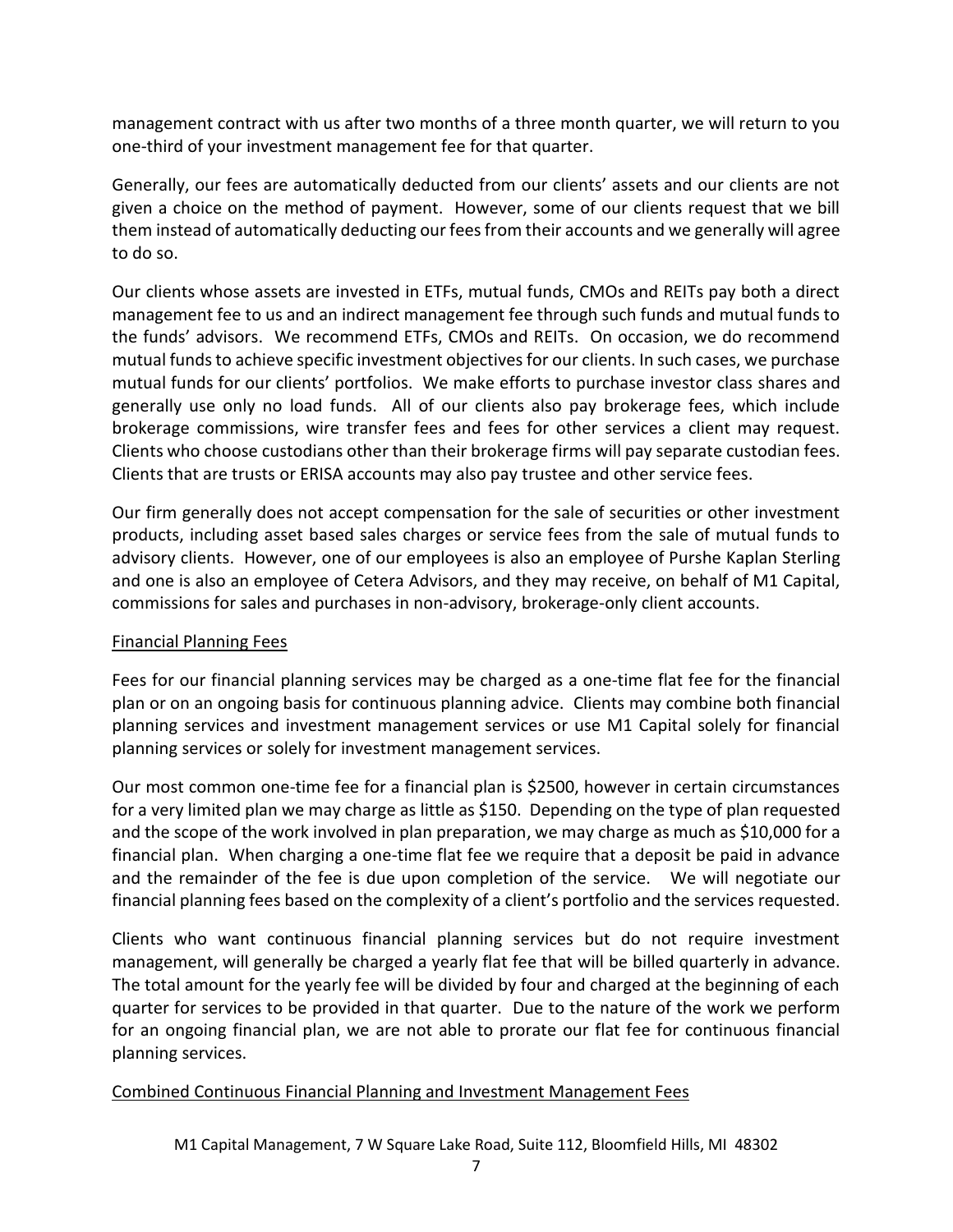management contract with us after two months of a three month quarter, we will return to you one-third of your investment management fee for that quarter.

Generally, our fees are automatically deducted from our clients' assets and our clients are not given a choice on the method of payment. However, some of our clients request that we bill them instead of automatically deducting our fees from their accounts and we generally will agree to do so.

Our clients whose assets are invested in ETFs, mutual funds, CMOs and REITs pay both a direct management fee to us and an indirect management fee through such funds and mutual funds to the funds' advisors. We recommend ETFs, CMOs and REITs. On occasion, we do recommend mutual funds to achieve specific investment objectives for our clients. In such cases, we purchase mutual funds for our clients' portfolios. We make efforts to purchase investor class shares and generally use only no load funds. All of our clients also pay brokerage fees, which include brokerage commissions, wire transfer fees and fees for other services a client may request. Clients who choose custodians other than their brokerage firms will pay separate custodian fees. Clients that are trusts or ERISA accounts may also pay trustee and other service fees.

Our firm generally does not accept compensation for the sale of securities or other investment products, including asset based sales charges or service fees from the sale of mutual funds to advisory clients. However, one of our employees is also an employee of Purshe Kaplan Sterling and one is also an employee of Cetera Advisors, and they may receive, on behalf of M1 Capital, commissions for sales and purchases in non-advisory, brokerage-only client accounts.

Financial Planning Fees

Fees for our financial planning services may be charged as a one-time flat fee for the financial plan or on an ongoing basis for continuous planning advice. Clients may combine both financial planning services and investment management services or use M1 Capital solely for financial planning services or solely for investment management services.

Our most common one-time fee for a financial plan is $2500, however in certain circumstances for a very limited plan we may charge as little as $150. Depending on the type of plan requested and the scope of the work involved in plan preparation, we may charge as much as $10,000 for a financial plan. When charging a one-time flat fee we require that a deposit be paid in advance and the remainder of the fee is due upon completion of the service. We will negotiate our financial planning fees based on the complexity of a client's portfolio and the services requested.

Clients who want continuous financial planning services but do not require investment management, will generally be charged a yearly flat fee that will be billed quarterly in advance. The total amount for the yearly fee will be divided by four and charged at the beginning of each quarter for services to be provided in that quarter. Due to the nature of the work we perform for an ongoing financial plan, we are not able to prorate our flat fee for continuous financial planning services.

Combined Continuous Financial Planning and Investment Management Fees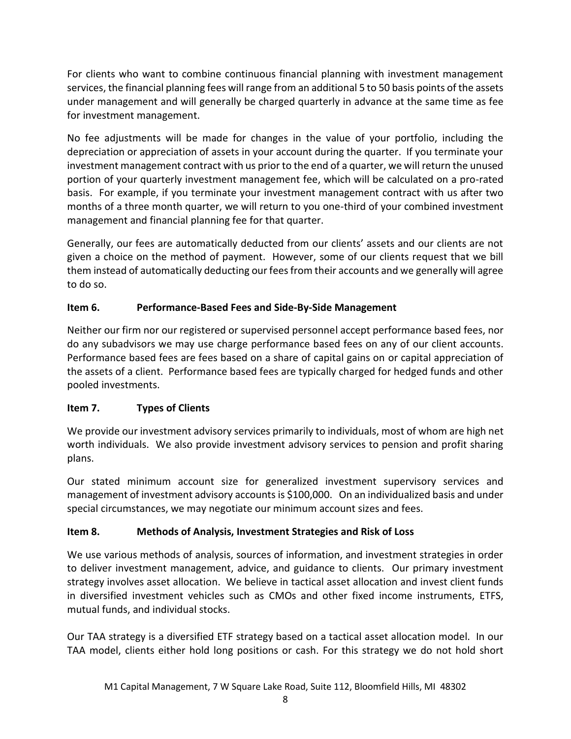For clients who want to combine continuous financial planning with investment management services, the financial planning fees will range from an additional 5 to 50 basis points of the assets under management and will generally be charged quarterly in advance at the same time as fee for investment management.

No fee adjustments will be made for changes in the value of your portfolio, including the depreciation or appreciation of assets in your account during the quarter. If you terminate your investment management contract with us prior to the end of a quarter, we will return the unused portion of your quarterly investment management fee, which will be calculated on a pro-rated basis. For example, if you terminate your investment management contract with us after two months of a three month quarter, we will return to you one-third of your combined investment management and financial planning fee for that quarter.

Generally, our fees are automatically deducted from our clients' assets and our clients are not given a choice on the method of payment. However, some of our clients request that we bill them instead of automatically deducting our fees from their accounts and we generally will agree to do so.

## Item 6. Performance-Based Fees and Side-By-Side Management

Neither our firm nor our registered or supervised personnel accept performance based fees, nor do any subadvisors we may use charge performance based fees on any of our client accounts. Performance based fees are fees based on a share of capital gains on or capital appreciation of the assets of a client. Performance based fees are typically charged for hedged funds and other pooled investments.

## Item 7. Types of Clients

We provide our investment advisory services primarily to individuals, most of whom are high net worth individuals. We also provide investment advisory services to pension and profit sharing plans.

Our stated minimum account size for generalized investment supervisory services and management of investment advisory accounts is $100,000. On an individualized basis and under special circumstances, we may negotiate our minimum account sizes and fees.

## Item 8. Methods of Analysis, Investment Strategies and Risk of Loss

We use various methods of analysis, sources of information, and investment strategies in order to deliver investment management, advice, and guidance to clients. Our primary investment strategy involves asset allocation. We believe in tactical asset allocation and invest client funds in diversified investment vehicles such as CMOs and other fixed income instruments, ETFS, mutual funds, and individual stocks.

Our TAA strategy is a diversified ETF strategy based on a tactical asset allocation model. In our TAA model, clients either hold long positions or cash. For this strategy we do not hold short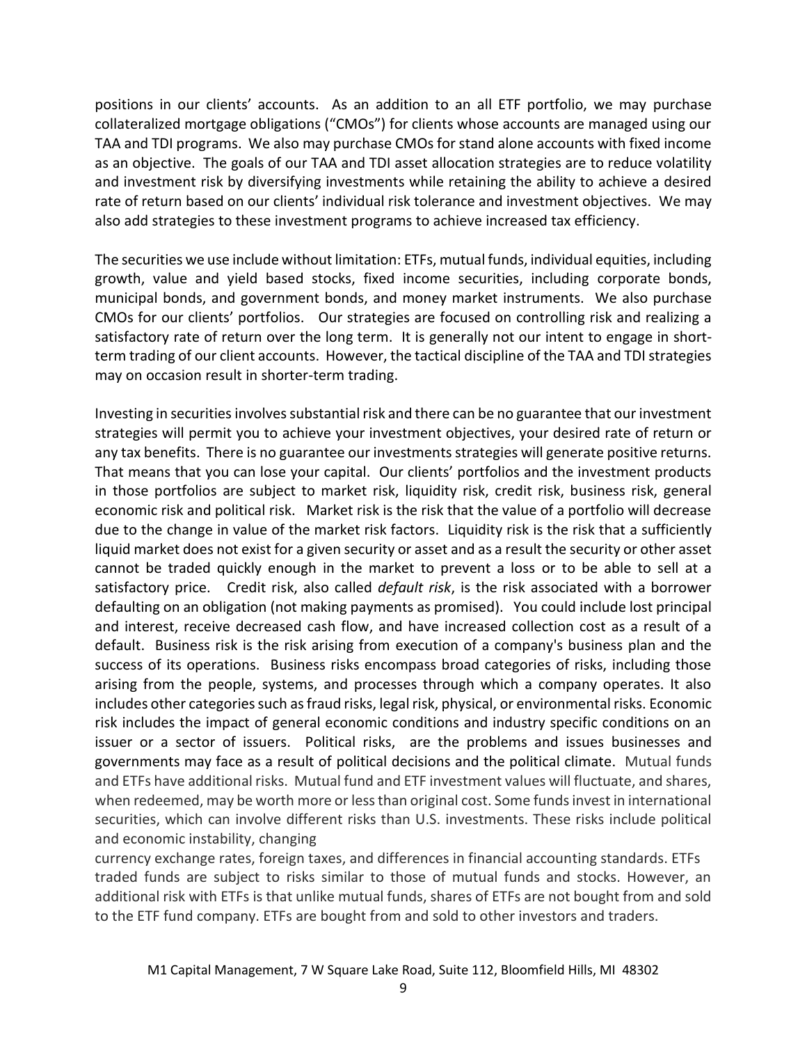positions in our clients' accounts. As an addition to an all ETF portfolio, we may purchase collateralized mortgage obligations ("CMOs") for clients whose accounts are managed using our TAA and TDI programs. We also may purchase CMOs for stand alone accounts with fixed income as an objective. The goals of our TAA and TDI asset allocation strategies are to reduce volatility and investment risk by diversifying investments while retaining the ability to achieve a desired rate of return based on our clients' individual risk tolerance and investment objectives. We may also add strategies to these investment programs to achieve increased tax efficiency.

The securities we use include without limitation: ETFs, mutual funds, individual equities, including growth, value and yield based stocks, fixed income securities, including corporate bonds, municipal bonds, and government bonds, and money market instruments. We also purchase CMOs for our clients' portfolios. Our strategies are focused on controlling risk and realizing a satisfactory rate of return over the long term. It is generally not our intent to engage in short-term trading of our client accounts. However, the tactical discipline of the TAA and TDI strategies may on occasion result in shorter-term trading.

Investing in securities involves substantial risk and there can be no guarantee that our investment strategies will permit you to achieve your investment objectives, your desired rate of return or any tax benefits. There is no guarantee our investments strategies will generate positive returns. That means that you can lose your capital. Our clients' portfolios and the investment products in those portfolios are subject to market risk, liquidity risk, credit risk, business risk, general economic risk and political risk. Market risk is the risk that the value of a portfolio will decrease due to the change in value of the market risk factors. Liquidity risk is the risk that a sufficiently liquid market does not exist for a given security or asset and as a result the security or other asset cannot be traded quickly enough in the market to prevent a loss or to be able to sell at a satisfactory price. Credit risk, also called *default risk*, is the risk associated with a borrower defaulting on an obligation (not making payments as promised). You could include lost principal and interest, receive decreased cash flow, and have increased collection cost as a result of a default. Business risk is the risk arising from execution of a company's business plan and the success of its operations. Business risks encompass broad categories of risks, including those arising from the people, systems, and processes through which a company operates. It also includes other categories such as fraud risks, legal risk, physical, or environmental risks. Economic risk includes the impact of general economic conditions and industry specific conditions on an issuer or a sector of issuers. Political risks, are the problems and issues businesses and governments may face as a result of political decisions and the political climate. Mutual funds and ETFs have additional risks. Mutual fund and ETF investment values will fluctuate, and shares, when redeemed, may be worth more or less than original cost. Some funds invest in international securities, which can involve different risks than U.S. investments. These risks include political and economic instability, changing currency exchange rates, foreign taxes, and differences in financial accounting standards. ETFs traded funds are subject to risks similar to those of mutual funds and stocks. However, an additional risk with ETFs is that unlike mutual funds, shares of ETFs are not bought from and sold to the ETF fund company. ETFs are bought from and sold to other investors and traders.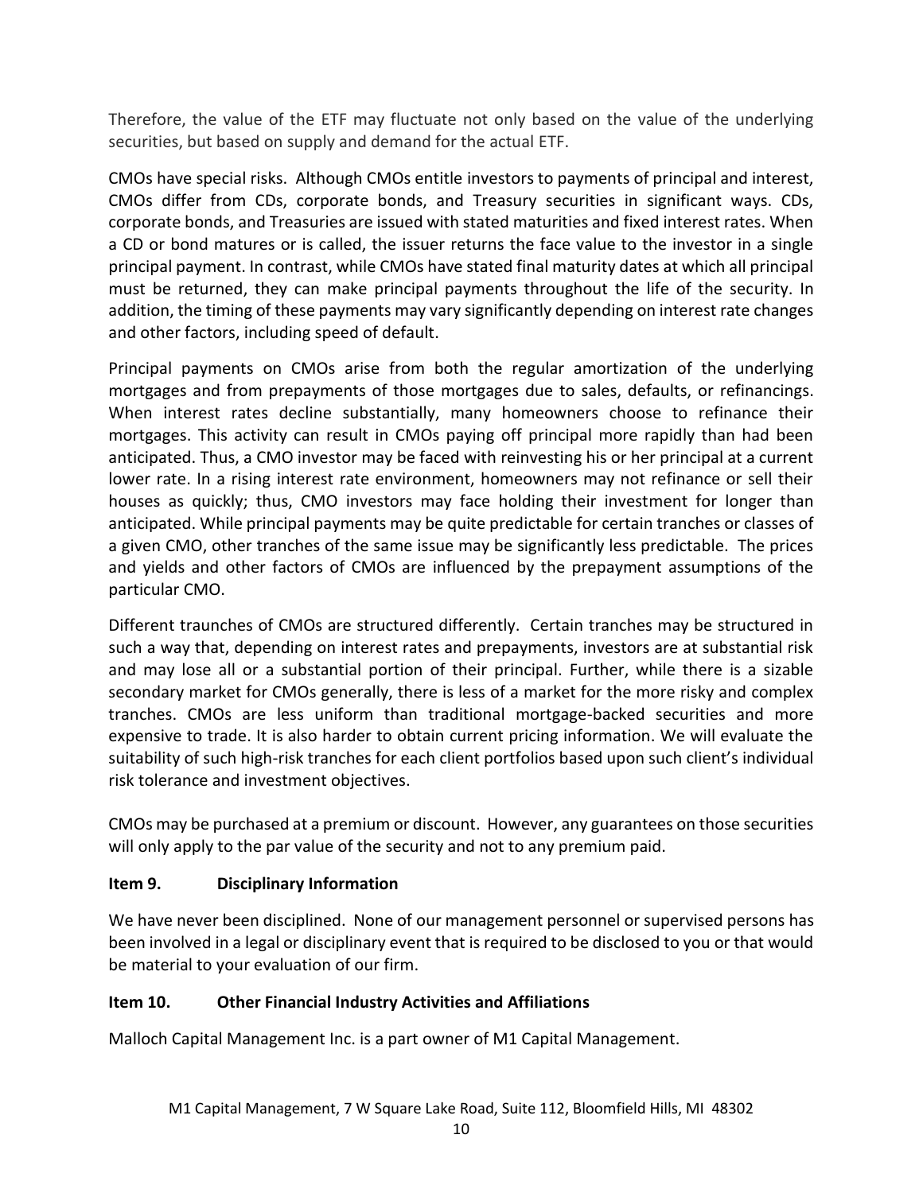Therefore, the value of the ETF may fluctuate not only based on the value of the underlying securities, but based on supply and demand for the actual ETF.

CMOs have special risks. Although CMOs entitle investors to payments of principal and interest, CMOs differ from CDs, corporate bonds, and Treasury securities in significant ways. CDs, corporate bonds, and Treasuries are issued with stated maturities and fixed interest rates. When a CD or bond matures or is called, the issuer returns the face value to the investor in a single principal payment. In contrast, while CMOs have stated final maturity dates at which all principal must be returned, they can make principal payments throughout the life of the security. In addition, the timing of these payments may vary significantly depending on interest rate changes and other factors, including speed of default.

Principal payments on CMOs arise from both the regular amortization of the underlying mortgages and from prepayments of those mortgages due to sales, defaults, or refinancings. When interest rates decline substantially, many homeowners choose to refinance their mortgages. This activity can result in CMOs paying off principal more rapidly than had been anticipated. Thus, a CMO investor may be faced with reinvesting his or her principal at a current lower rate. In a rising interest rate environment, homeowners may not refinance or sell their houses as quickly; thus, CMO investors may face holding their investment for longer than anticipated. While principal payments may be quite predictable for certain tranches or classes of a given CMO, other tranches of the same issue may be significantly less predictable. The prices and yields and other factors of CMOs are influenced by the prepayment assumptions of the particular CMO.

Different traunches of CMOs are structured differently. Certain tranches may be structured in such a way that, depending on interest rates and prepayments, investors are at substantial risk and may lose all or a substantial portion of their principal. Further, while there is a sizable secondary market for CMOs generally, there is less of a market for the more risky and complex tranches. CMOs are less uniform than traditional mortgage-backed securities and more expensive to trade. It is also harder to obtain current pricing information. We will evaluate the suitability of such high-risk tranches for each client portfolios based upon such client's individual risk tolerance and investment objectives.

CMOs may be purchased at a premium or discount. However, any guarantees on those securities will only apply to the par value of the security and not to any premium paid.

## Item 9. Disciplinary Information

We have never been disciplined. None of our management personnel or supervised persons has been involved in a legal or disciplinary event that is required to be disclosed to you or that would be material to your evaluation of our firm.

## Item 10. Other Financial Industry Activities and Affiliations

Malloch Capital Management Inc. is a part owner of M1 Capital Management.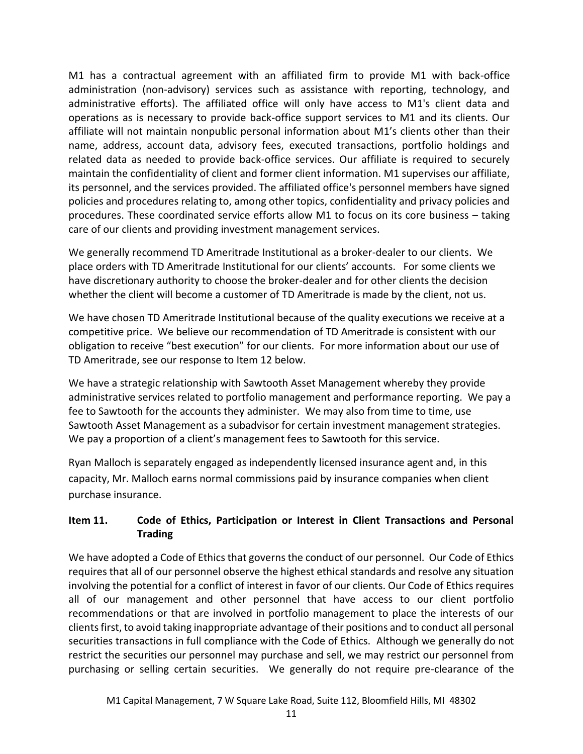M1 has a contractual agreement with an affiliated firm to provide M1 with back-office administration (non-advisory) services such as assistance with reporting, technology, and administrative efforts). The affiliated office will only have access to M1's client data and operations as is necessary to provide back-office support services to M1 and its clients. Our affiliate will not maintain nonpublic personal information about M1's clients other than their name, address, account data, advisory fees, executed transactions, portfolio holdings and related data as needed to provide back-office services. Our affiliate is required to securely maintain the confidentiality of client and former client information. M1 supervises our affiliate, its personnel, and the services provided. The affiliated office's personnel members have signed policies and procedures relating to, among other topics, confidentiality and privacy policies and procedures. These coordinated service efforts allow M1 to focus on its core business – taking care of our clients and providing investment management services.

We generally recommend TD Ameritrade Institutional as a broker-dealer to our clients. We place orders with TD Ameritrade Institutional for our clients' accounts. For some clients we have discretionary authority to choose the broker-dealer and for other clients the decision whether the client will become a customer of TD Ameritrade is made by the client, not us.

We have chosen TD Ameritrade Institutional because of the quality executions we receive at a competitive price. We believe our recommendation of TD Ameritrade is consistent with our obligation to receive "best execution" for our clients. For more information about our use of TD Ameritrade, see our response to Item 12 below.

We have a strategic relationship with Sawtooth Asset Management whereby they provide administrative services related to portfolio management and performance reporting. We pay a fee to Sawtooth for the accounts they administer. We may also from time to time, use Sawtooth Asset Management as a subadvisor for certain investment management strategies. We pay a proportion of a client's management fees to Sawtooth for this service.

Ryan Malloch is separately engaged as independently licensed insurance agent and, in this capacity, Mr. Malloch earns normal commissions paid by insurance companies when client purchase insurance.

## Item 11. Code of Ethics, Participation or Interest in Client Transactions and Personal Trading

We have adopted a Code of Ethics that governs the conduct of our personnel. Our Code of Ethics requires that all of our personnel observe the highest ethical standards and resolve any situation involving the potential for a conflict of interest in favor of our clients. Our Code of Ethics requires all of our management and other personnel that have access to our client portfolio recommendations or that are involved in portfolio management to place the interests of our clients first, to avoid taking inappropriate advantage of their positions and to conduct all personal securities transactions in full compliance with the Code of Ethics. Although we generally do not restrict the securities our personnel may purchase and sell, we may restrict our personnel from purchasing or selling certain securities. We generally do not require pre-clearance of the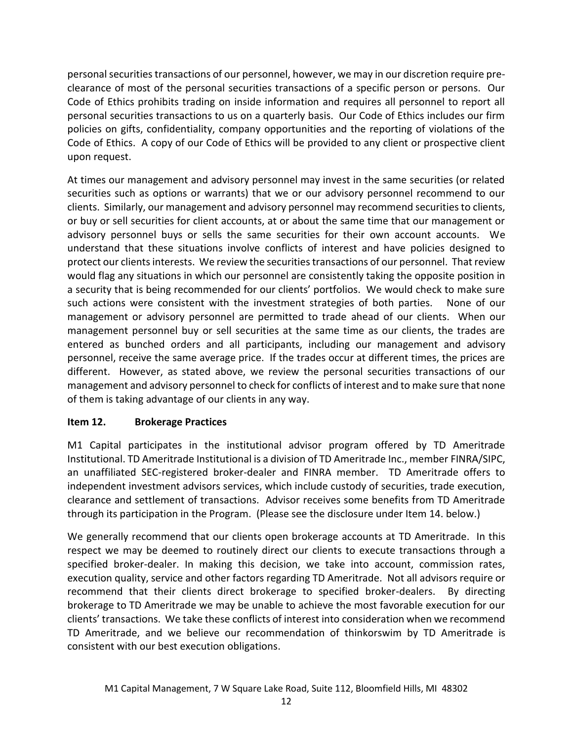personal securities transactions of our personnel, however, we may in our discretion require pre-clearance of most of the personal securities transactions of a specific person or persons. Our Code of Ethics prohibits trading on inside information and requires all personnel to report all personal securities transactions to us on a quarterly basis. Our Code of Ethics includes our firm policies on gifts, confidentiality, company opportunities and the reporting of violations of the Code of Ethics. A copy of our Code of Ethics will be provided to any client or prospective client upon request.

At times our management and advisory personnel may invest in the same securities (or related securities such as options or warrants) that we or our advisory personnel recommend to our clients. Similarly, our management and advisory personnel may recommend securities to clients, or buy or sell securities for client accounts, at or about the same time that our management or advisory personnel buys or sells the same securities for their own account accounts. We understand that these situations involve conflicts of interest and have policies designed to protect our clients interests. We review the securities transactions of our personnel. That review would flag any situations in which our personnel are consistently taking the opposite position in a security that is being recommended for our clients' portfolios. We would check to make sure such actions were consistent with the investment strategies of both parties. None of our management or advisory personnel are permitted to trade ahead of our clients. When our management personnel buy or sell securities at the same time as our clients, the trades are entered as bunched orders and all participants, including our management and advisory personnel, receive the same average price. If the trades occur at different times, the prices are different. However, as stated above, we review the personal securities transactions of our management and advisory personnel to check for conflicts of interest and to make sure that none of them is taking advantage of our clients in any way.

## Item 12. Brokerage Practices

M1 Capital participates in the institutional advisor program offered by TD Ameritrade Institutional. TD Ameritrade Institutional is a division of TD Ameritrade Inc., member FINRA/SIPC, an unaffiliated SEC-registered broker-dealer and FINRA member. TD Ameritrade offers to independent investment advisors services, which include custody of securities, trade execution, clearance and settlement of transactions. Advisor receives some benefits from TD Ameritrade through its participation in the Program. (Please see the disclosure under Item 14. below.)

We generally recommend that our clients open brokerage accounts at TD Ameritrade. In this respect we may be deemed to routinely direct our clients to execute transactions through a specified broker-dealer. In making this decision, we take into account, commission rates, execution quality, service and other factors regarding TD Ameritrade. Not all advisors require or recommend that their clients direct brokerage to specified broker-dealers. By directing brokerage to TD Ameritrade we may be unable to achieve the most favorable execution for our clients' transactions. We take these conflicts of interest into consideration when we recommend TD Ameritrade, and we believe our recommendation of thinkorswim by TD Ameritrade is consistent with our best execution obligations.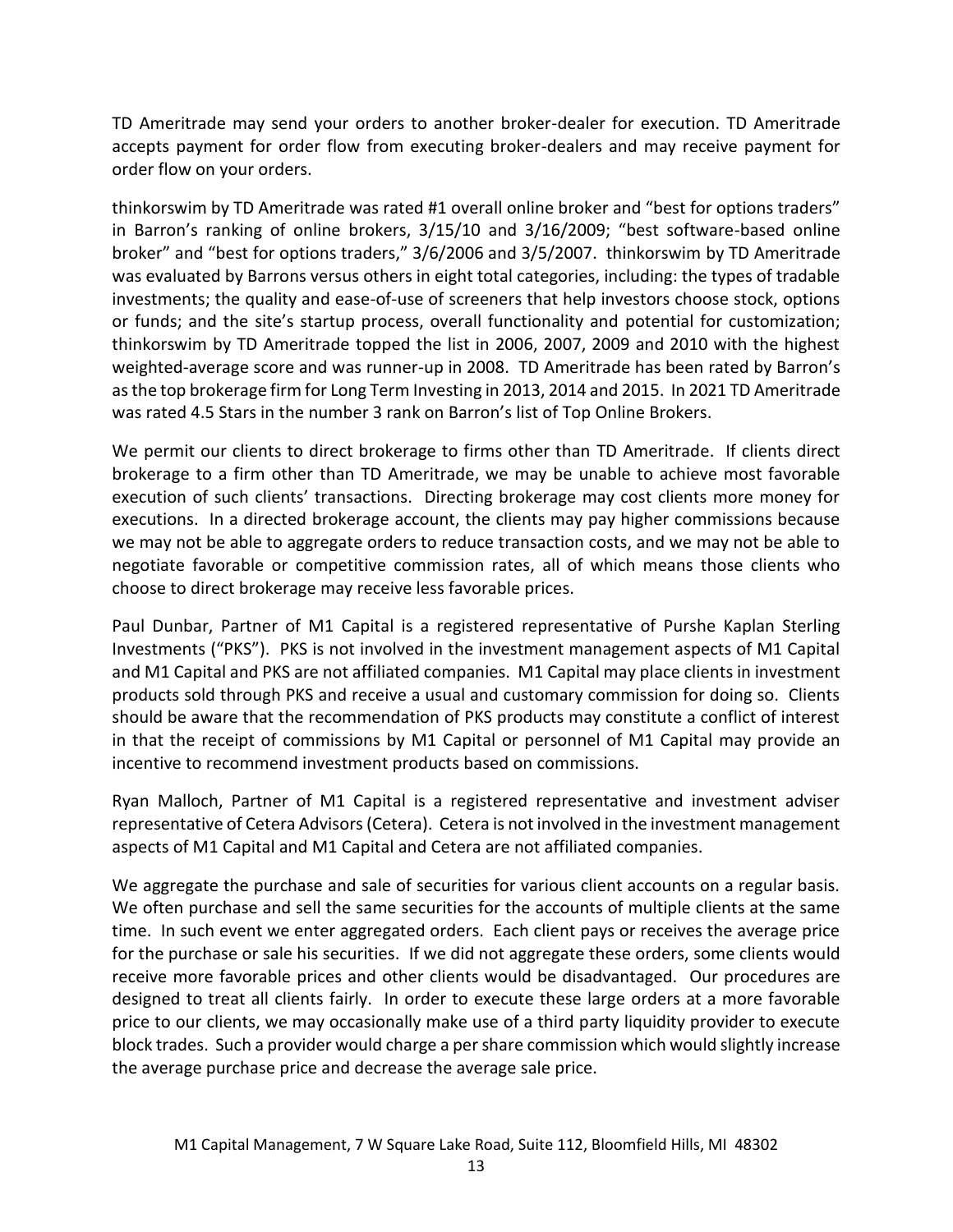TD Ameritrade may send your orders to another broker-dealer for execution. TD Ameritrade accepts payment for order flow from executing broker-dealers and may receive payment for order flow on your orders.

thinkorswim by TD Ameritrade was rated #1 overall online broker and "best for options traders" in Barron's ranking of online brokers, 3/15/10 and 3/16/2009; "best software-based online broker" and "best for options traders," 3/6/2006 and 3/5/2007. thinkorswim by TD Ameritrade was evaluated by Barrons versus others in eight total categories, including: the types of tradable investments; the quality and ease-of-use of screeners that help investors choose stock, options or funds; and the site's startup process, overall functionality and potential for customization; thinkorswim by TD Ameritrade topped the list in 2006, 2007, 2009 and 2010 with the highest weighted-average score and was runner-up in 2008. TD Ameritrade has been rated by Barron's as the top brokerage firm for Long Term Investing in 2013, 2014 and 2015. In 2021 TD Ameritrade was rated 4.5 Stars in the number 3 rank on Barron's list of Top Online Brokers.

We permit our clients to direct brokerage to firms other than TD Ameritrade. If clients direct brokerage to a firm other than TD Ameritrade, we may be unable to achieve most favorable execution of such clients' transactions. Directing brokerage may cost clients more money for executions. In a directed brokerage account, the clients may pay higher commissions because we may not be able to aggregate orders to reduce transaction costs, and we may not be able to negotiate favorable or competitive commission rates, all of which means those clients who choose to direct brokerage may receive less favorable prices.

Paul Dunbar, Partner of M1 Capital is a registered representative of Purshe Kaplan Sterling Investments ("PKS"). PKS is not involved in the investment management aspects of M1 Capital and M1 Capital and PKS are not affiliated companies. M1 Capital may place clients in investment products sold through PKS and receive a usual and customary commission for doing so. Clients should be aware that the recommendation of PKS products may constitute a conflict of interest in that the receipt of commissions by M1 Capital or personnel of M1 Capital may provide an incentive to recommend investment products based on commissions.

Ryan Malloch, Partner of M1 Capital is a registered representative and investment adviser representative of Cetera Advisors (Cetera). Cetera is not involved in the investment management aspects of M1 Capital and M1 Capital and Cetera are not affiliated companies.

We aggregate the purchase and sale of securities for various client accounts on a regular basis. We often purchase and sell the same securities for the accounts of multiple clients at the same time. In such event we enter aggregated orders. Each client pays or receives the average price for the purchase or sale his securities. If we did not aggregate these orders, some clients would receive more favorable prices and other clients would be disadvantaged. Our procedures are designed to treat all clients fairly. In order to execute these large orders at a more favorable price to our clients, we may occasionally make use of a third party liquidity provider to execute block trades. Such a provider would charge a per share commission which would slightly increase the average purchase price and decrease the average sale price.

M1 Capital Management, 7 W Square Lake Road, Suite 112, Bloomfield Hills, MI 48302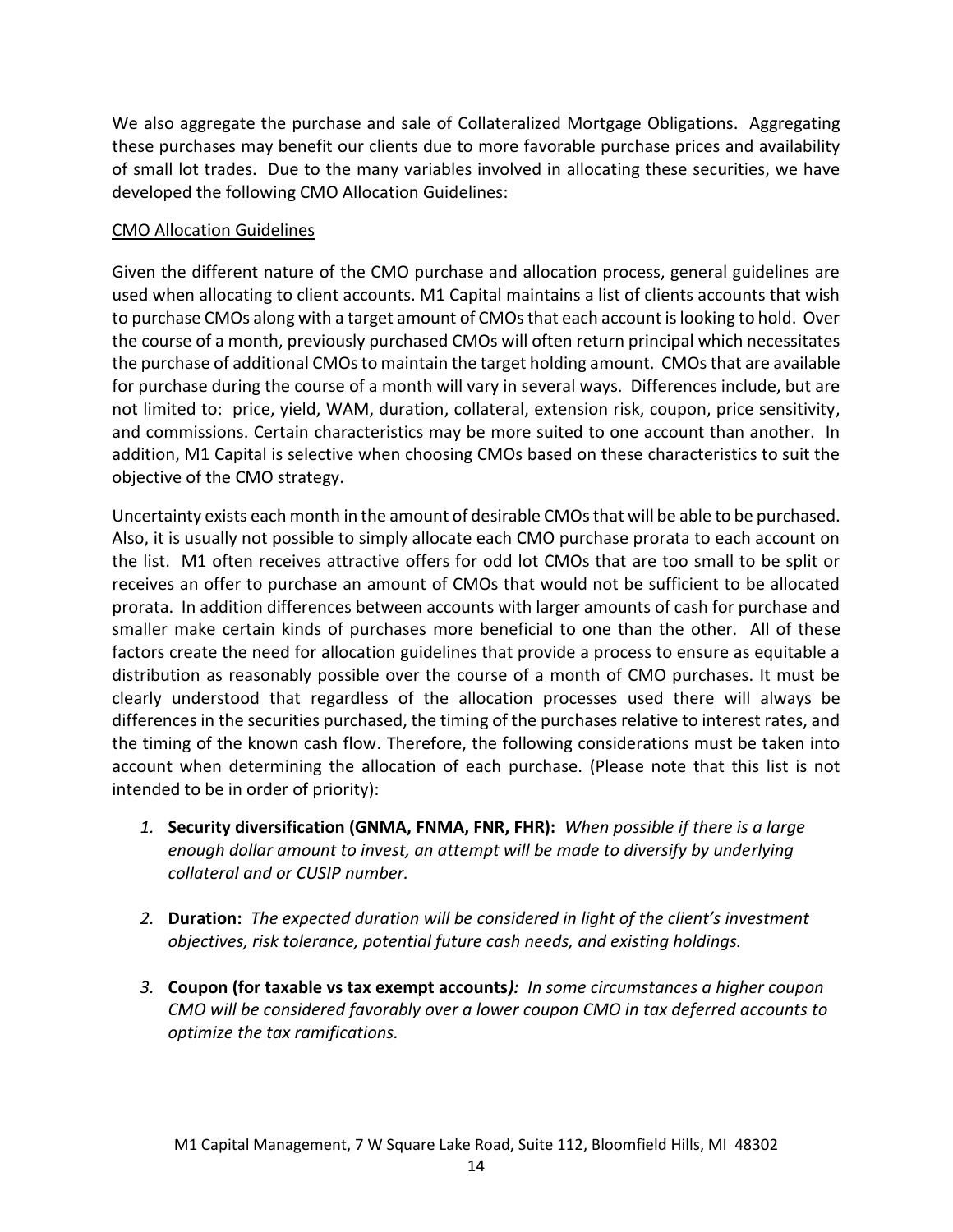We also aggregate the purchase and sale of Collateralized Mortgage Obligations. Aggregating these purchases may benefit our clients due to more favorable purchase prices and availability of small lot trades. Due to the many variables involved in allocating these securities, we have developed the following CMO Allocation Guidelines:

CMO Allocation Guidelines

Given the different nature of the CMO purchase and allocation process, general guidelines are used when allocating to client accounts. M1 Capital maintains a list of clients accounts that wish to purchase CMOs along with a target amount of CMOs that each account is looking to hold. Over the course of a month, previously purchased CMOs will often return principal which necessitates the purchase of additional CMOs to maintain the target holding amount. CMOs that are available for purchase during the course of a month will vary in several ways. Differences include, but are not limited to: price, yield, WAM, duration, collateral, extension risk, coupon, price sensitivity, and commissions. Certain characteristics may be more suited to one account than another. In addition, M1 Capital is selective when choosing CMOs based on these characteristics to suit the objective of the CMO strategy.

Uncertainty exists each month in the amount of desirable CMOs that will be able to be purchased. Also, it is usually not possible to simply allocate each CMO purchase prorata to each account on the list. M1 often receives attractive offers for odd lot CMOs that are too small to be split or receives an offer to purchase an amount of CMOs that would not be sufficient to be allocated prorata. In addition differences between accounts with larger amounts of cash for purchase and smaller make certain kinds of purchases more beneficial to one than the other. All of these factors create the need for allocation guidelines that provide a process to ensure as equitable a distribution as reasonably possible over the course of a month of CMO purchases. It must be clearly understood that regardless of the allocation processes used there will always be differences in the securities purchased, the timing of the purchases relative to interest rates, and the timing of the known cash flow. Therefore, the following considerations must be taken into account when determining the allocation of each purchase. (Please note that this list is not intended to be in order of priority):

1. **Security diversification (GNMA, FNMA, FNR, FHR):** *When possible if there is a large enough dollar amount to invest, an attempt will be made to diversify by underlying collateral and or CUSIP number.*

2. **Duration:** *The expected duration will be considered in light of the client's investment objectives, risk tolerance, potential future cash needs, and existing holdings.*

3. **Coupon (for taxable vs tax exempt accounts***):* *In some circumstances a higher coupon CMO will be considered favorably over a lower coupon CMO in tax deferred accounts to optimize the tax ramifications.*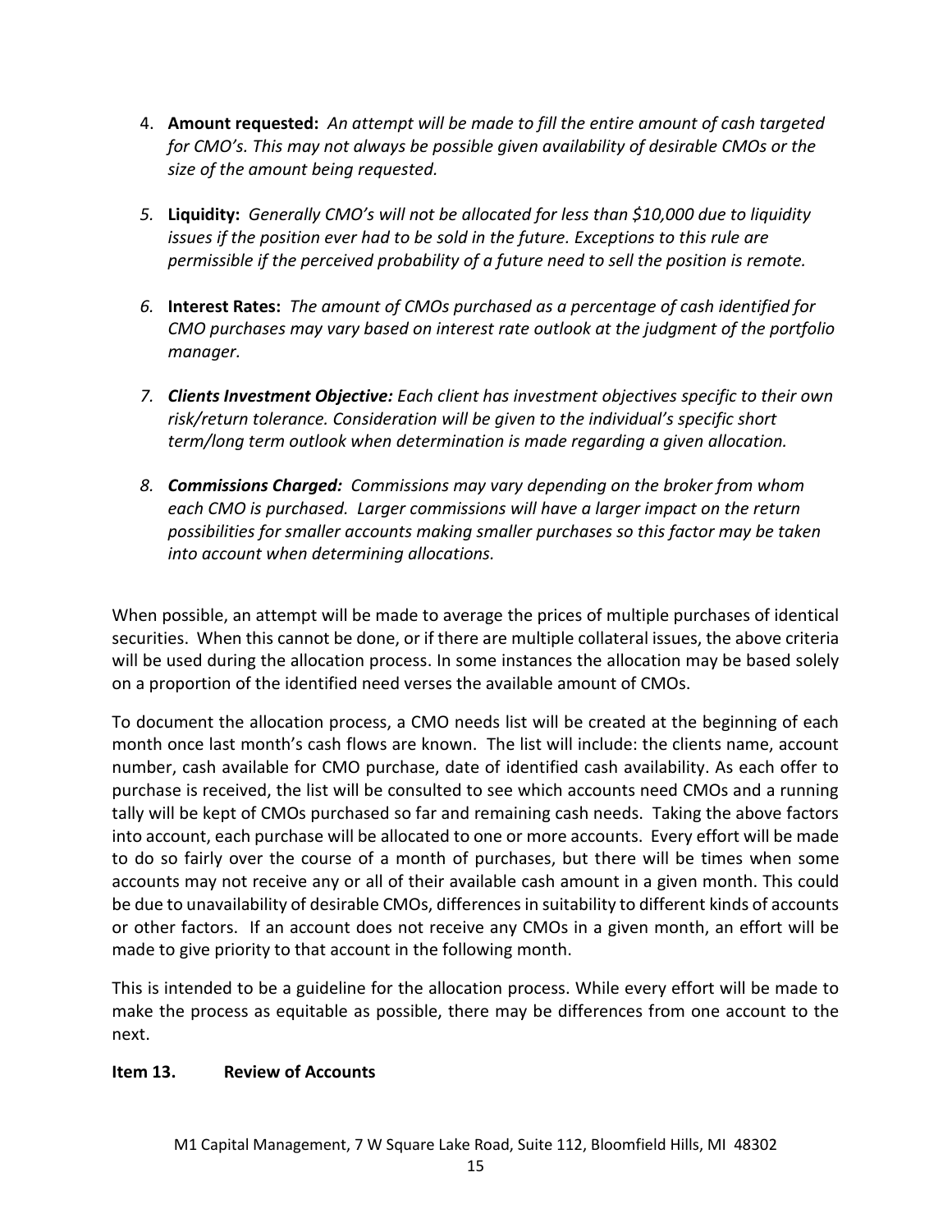4. **Amount requested:** *An attempt will be made to fill the entire amount of cash targeted for CMO's. This may not always be possible given availability of desirable CMOs or the size of the amount being requested.*

5. **Liquidity:** *Generally CMO's will not be allocated for less than $10,000 due to liquidity issues if the position ever had to be sold in the future. Exceptions to this rule are permissible if the perceived probability of a future need to sell the position is remote.*

6. **Interest Rates:** *The amount of CMOs purchased as a percentage of cash identified for CMO purchases may vary based on interest rate outlook at the judgment of the portfolio manager.*

7. ***Clients Investment Objective:*** *Each client has investment objectives specific to their own risk/return tolerance. Consideration will be given to the individual's specific short term/long term outlook when determination is made regarding a given allocation.*

8. ***Commissions Charged:*** *Commissions may vary depending on the broker from whom each CMO is purchased. Larger commissions will have a larger impact on the return possibilities for smaller accounts making smaller purchases so this factor may be taken into account when determining allocations.*

When possible, an attempt will be made to average the prices of multiple purchases of identical securities. When this cannot be done, or if there are multiple collateral issues, the above criteria will be used during the allocation process. In some instances the allocation may be based solely on a proportion of the identified need verses the available amount of CMOs.

To document the allocation process, a CMO needs list will be created at the beginning of each month once last month's cash flows are known. The list will include: the clients name, account number, cash available for CMO purchase, date of identified cash availability. As each offer to purchase is received, the list will be consulted to see which accounts need CMOs and a running tally will be kept of CMOs purchased so far and remaining cash needs. Taking the above factors into account, each purchase will be allocated to one or more accounts. Every effort will be made to do so fairly over the course of a month of purchases, but there will be times when some accounts may not receive any or all of their available cash amount in a given month. This could be due to unavailability of desirable CMOs, differences in suitability to different kinds of accounts or other factors. If an account does not receive any CMOs in a given month, an effort will be made to give priority to that account in the following month.

This is intended to be a guideline for the allocation process. While every effort will be made to make the process as equitable as possible, there may be differences from one account to the next.

## Item 13. Review of Accounts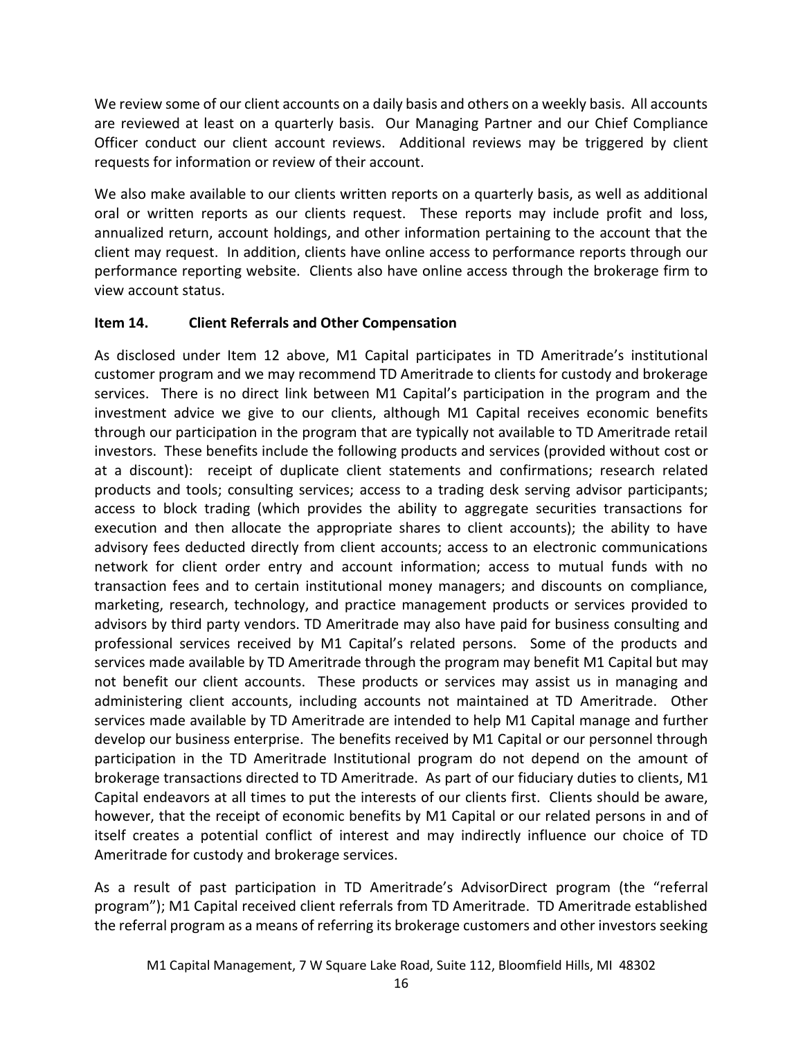We review some of our client accounts on a daily basis and others on a weekly basis. All accounts are reviewed at least on a quarterly basis. Our Managing Partner and our Chief Compliance Officer conduct our client account reviews. Additional reviews may be triggered by client requests for information or review of their account.

We also make available to our clients written reports on a quarterly basis, as well as additional oral or written reports as our clients request. These reports may include profit and loss, annualized return, account holdings, and other information pertaining to the account that the client may request. In addition, clients have online access to performance reports through our performance reporting website. Clients also have online access through the brokerage firm to view account status.

## Item 14. Client Referrals and Other Compensation

As disclosed under Item 12 above, M1 Capital participates in TD Ameritrade's institutional customer program and we may recommend TD Ameritrade to clients for custody and brokerage services. There is no direct link between M1 Capital's participation in the program and the investment advice we give to our clients, although M1 Capital receives economic benefits through our participation in the program that are typically not available to TD Ameritrade retail investors. These benefits include the following products and services (provided without cost or at a discount): receipt of duplicate client statements and confirmations; research related products and tools; consulting services; access to a trading desk serving advisor participants; access to block trading (which provides the ability to aggregate securities transactions for execution and then allocate the appropriate shares to client accounts); the ability to have advisory fees deducted directly from client accounts; access to an electronic communications network for client order entry and account information; access to mutual funds with no transaction fees and to certain institutional money managers; and discounts on compliance, marketing, research, technology, and practice management products or services provided to advisors by third party vendors. TD Ameritrade may also have paid for business consulting and professional services received by M1 Capital's related persons. Some of the products and services made available by TD Ameritrade through the program may benefit M1 Capital but may not benefit our client accounts. These products or services may assist us in managing and administering client accounts, including accounts not maintained at TD Ameritrade. Other services made available by TD Ameritrade are intended to help M1 Capital manage and further develop our business enterprise. The benefits received by M1 Capital or our personnel through participation in the TD Ameritrade Institutional program do not depend on the amount of brokerage transactions directed to TD Ameritrade. As part of our fiduciary duties to clients, M1 Capital endeavors at all times to put the interests of our clients first. Clients should be aware, however, that the receipt of economic benefits by M1 Capital or our related persons in and of itself creates a potential conflict of interest and may indirectly influence our choice of TD Ameritrade for custody and brokerage services.

As a result of past participation in TD Ameritrade's AdvisorDirect program (the "referral program"); M1 Capital received client referrals from TD Ameritrade. TD Ameritrade established the referral program as a means of referring its brokerage customers and other investors seeking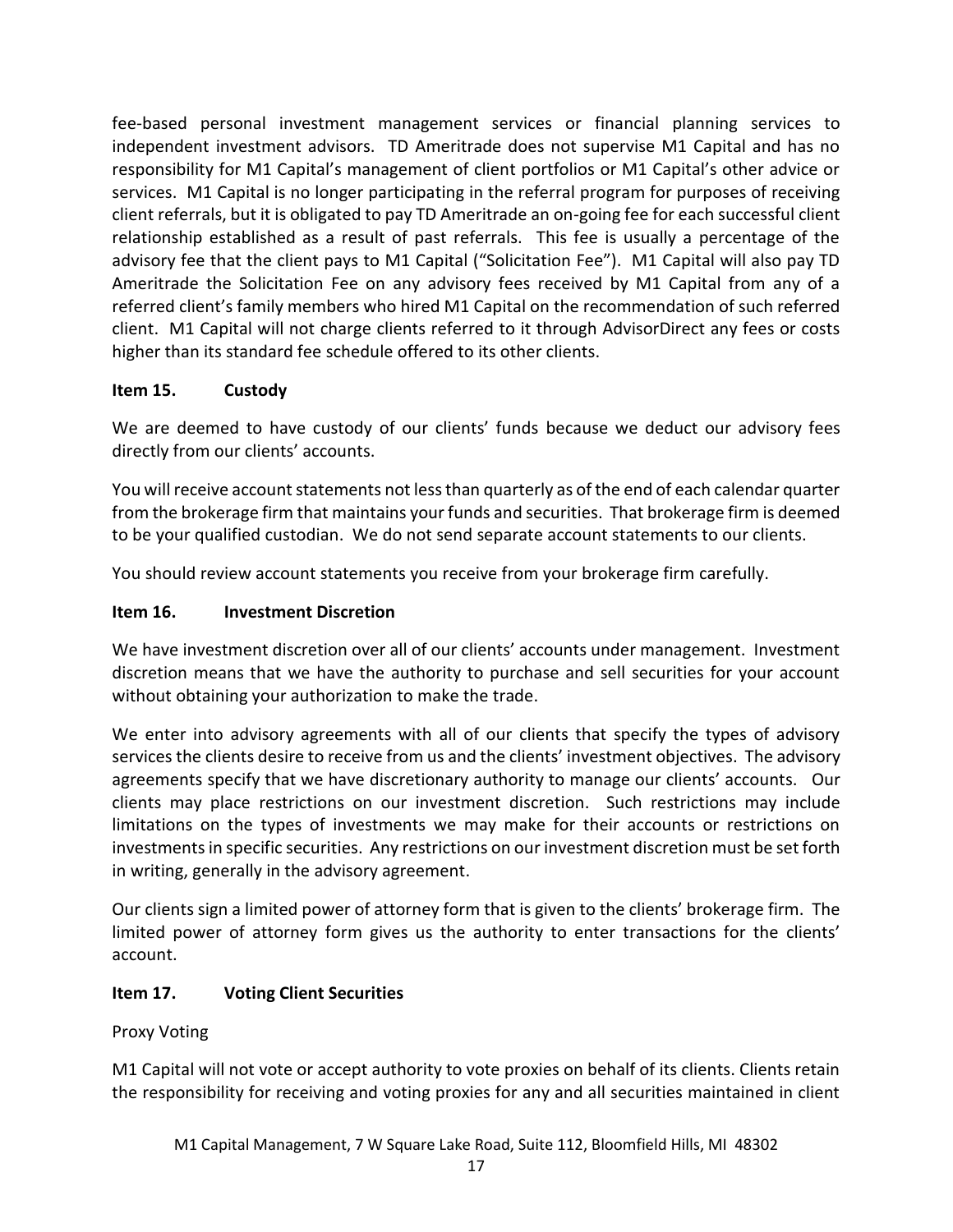fee-based personal investment management services or financial planning services to independent investment advisors. TD Ameritrade does not supervise M1 Capital and has no responsibility for M1 Capital's management of client portfolios or M1 Capital's other advice or services. M1 Capital is no longer participating in the referral program for purposes of receiving client referrals, but it is obligated to pay TD Ameritrade an on-going fee for each successful client relationship established as a result of past referrals. This fee is usually a percentage of the advisory fee that the client pays to M1 Capital ("Solicitation Fee"). M1 Capital will also pay TD Ameritrade the Solicitation Fee on any advisory fees received by M1 Capital from any of a referred client's family members who hired M1 Capital on the recommendation of such referred client. M1 Capital will not charge clients referred to it through AdvisorDirect any fees or costs higher than its standard fee schedule offered to its other clients.

## Item 15. Custody

We are deemed to have custody of our clients' funds because we deduct our advisory fees directly from our clients' accounts.

You will receive account statements not less than quarterly as of the end of each calendar quarter from the brokerage firm that maintains your funds and securities. That brokerage firm is deemed to be your qualified custodian. We do not send separate account statements to our clients.

You should review account statements you receive from your brokerage firm carefully.

## Item 16. Investment Discretion

We have investment discretion over all of our clients' accounts under management. Investment discretion means that we have the authority to purchase and sell securities for your account without obtaining your authorization to make the trade.

We enter into advisory agreements with all of our clients that specify the types of advisory services the clients desire to receive from us and the clients' investment objectives. The advisory agreements specify that we have discretionary authority to manage our clients' accounts. Our clients may place restrictions on our investment discretion. Such restrictions may include limitations on the types of investments we may make for their accounts or restrictions on investments in specific securities. Any restrictions on our investment discretion must be set forth in writing, generally in the advisory agreement.

Our clients sign a limited power of attorney form that is given to the clients' brokerage firm. The limited power of attorney form gives us the authority to enter transactions for the clients' account.

## Item 17. Voting Client Securities

Proxy Voting

M1 Capital will not vote or accept authority to vote proxies on behalf of its clients. Clients retain the responsibility for receiving and voting proxies for any and all securities maintained in client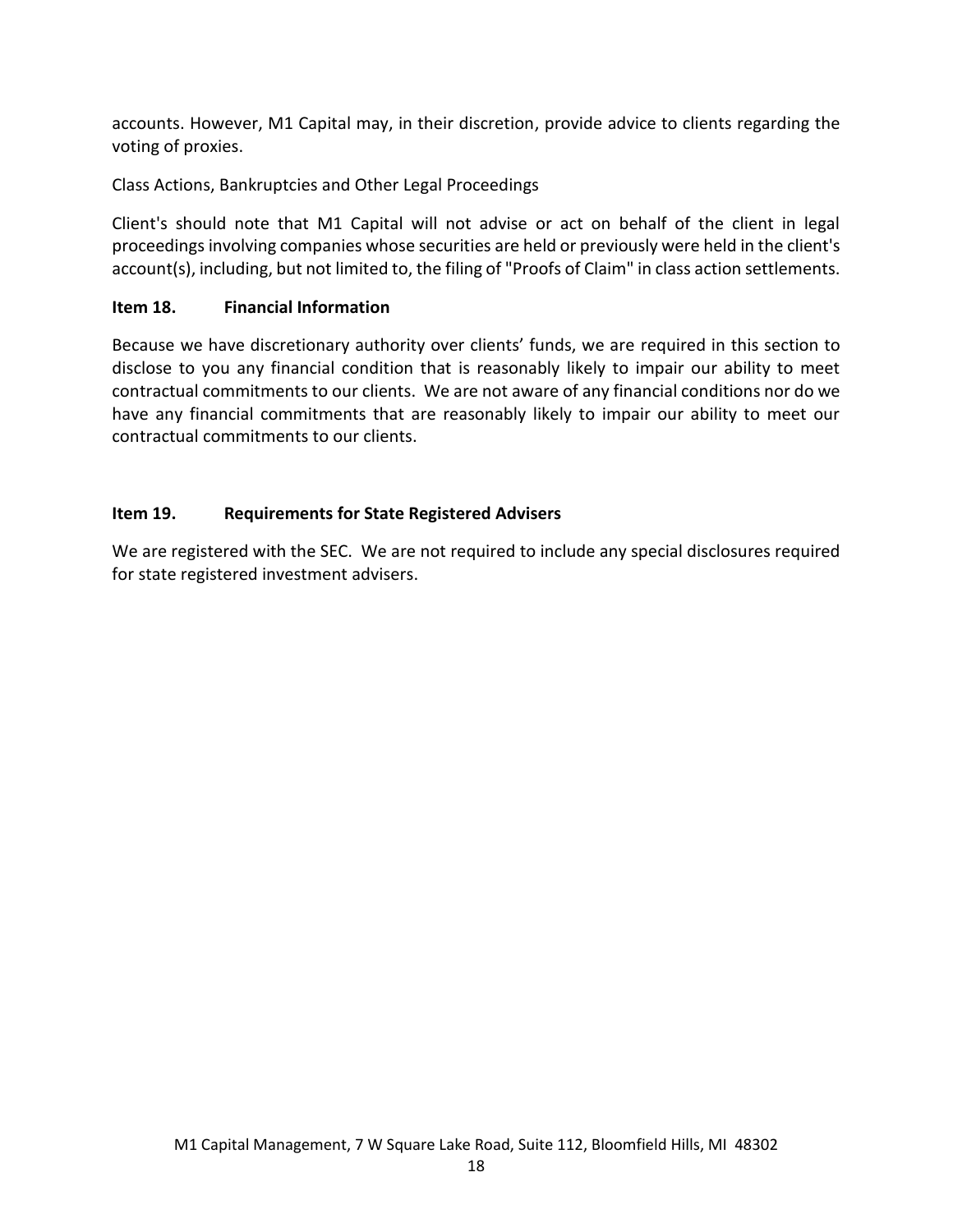accounts. However, M1 Capital may, in their discretion, provide advice to clients regarding the voting of proxies.

Class Actions, Bankruptcies and Other Legal Proceedings

Client's should note that M1 Capital will not advise or act on behalf of the client in legal proceedings involving companies whose securities are held or previously were held in the client's account(s), including, but not limited to, the filing of "Proofs of Claim" in class action settlements.

### Item 18. Financial Information

Because we have discretionary authority over clients' funds, we are required in this section to disclose to you any financial condition that is reasonably likely to impair our ability to meet contractual commitments to our clients. We are not aware of any financial conditions nor do we have any financial commitments that are reasonably likely to impair our ability to meet our contractual commitments to our clients.

### Item 19. Requirements for State Registered Advisers

We are registered with the SEC. We are not required to include any special disclosures required for state registered investment advisers.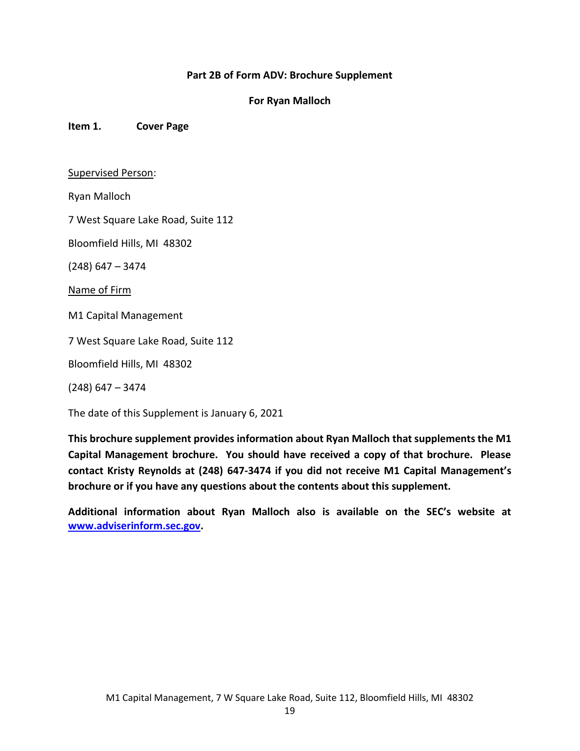**Part 2B of Form ADV: Brochure Supplement**

**For Ryan Malloch**

**Item 1. Cover Page**

Supervised Person:

Ryan Malloch

7 West Square Lake Road, Suite 112

Bloomfield Hills, MI 48302

(248) 647 – 3474

Name of Firm

M1 Capital Management

7 West Square Lake Road, Suite 112

Bloomfield Hills, MI 48302

(248) 647 – 3474

The date of this Supplement is January 6, 2021

**This brochure supplement provides information about Ryan Malloch that supplements the M1 Capital Management brochure. You should have received a copy of that brochure. Please contact Kristy Reynolds at (248) 647-3474 if you did not receive M1 Capital Management's brochure or if you have any questions about the contents about this supplement.**

**Additional information about Ryan Malloch also is available on the SEC's website at [www.adviserinform.sec.gov](www.adviserinform.sec.gov).**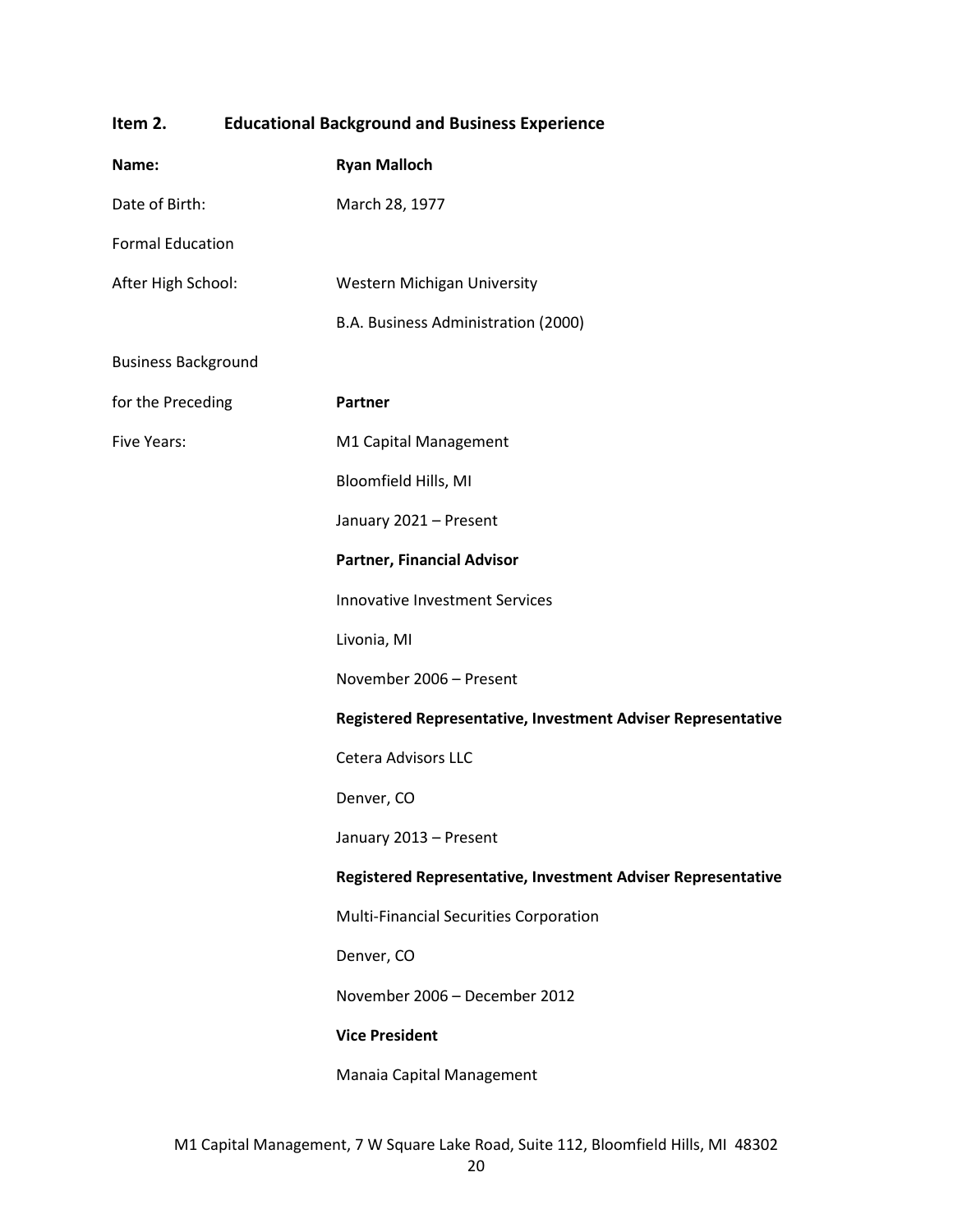## Item 2. Educational Background and Business Experience

| | |
|---|---|
| **Name:** | **Ryan Malloch** |
| Date of Birth: | March 28, 1977 |
| Formal Education After High School: | Western Michigan University<br>B.A. Business Administration (2000) |
| Business Background for the Preceding Five Years: | **Partner**<br>M1 Capital Management<br>Bloomfield Hills, MI<br>January 2021 – Present<br><br>**Partner, Financial Advisor**<br>Innovative Investment Services<br>Livonia, MI<br>November 2006 – Present<br><br>**Registered Representative, Investment Adviser Representative**<br>Cetera Advisors LLC<br>Denver, CO<br>January 2013 – Present<br><br>**Registered Representative, Investment Adviser Representative**<br>Multi-Financial Securities Corporation<br>Denver, CO<br>November 2006 – December 2012<br><br>**Vice President**<br>Manaia Capital Management |

M1 Capital Management, 7 W Square Lake Road, Suite 112, Bloomfield Hills, MI 48302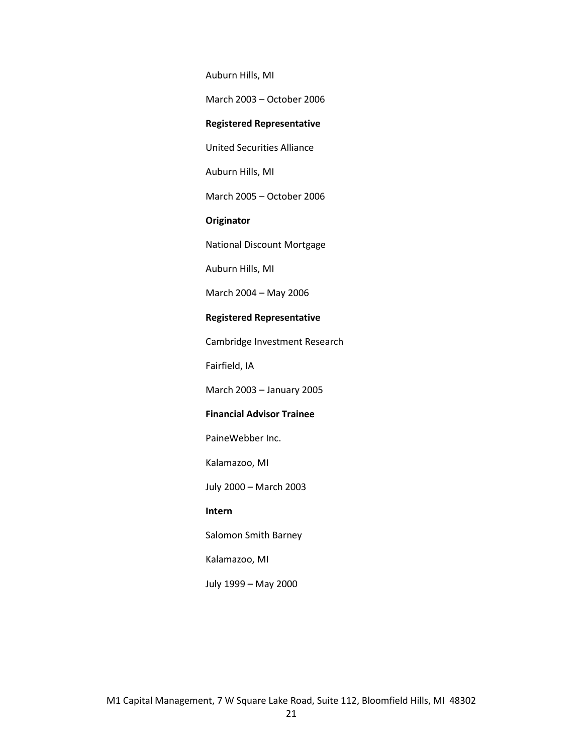Auburn Hills, MI

March 2003 – October 2006

**Registered Representative**

United Securities Alliance

Auburn Hills, MI

March 2005 – October 2006

**Originator**

National Discount Mortgage

Auburn Hills, MI

March 2004 – May 2006

**Registered Representative**

Cambridge Investment Research

Fairfield, IA

March 2003 – January 2005

**Financial Advisor Trainee**

PaineWebber Inc.

Kalamazoo, MI

July 2000 – March 2003

**Intern**

Salomon Smith Barney

Kalamazoo, MI

July 1999 – May 2000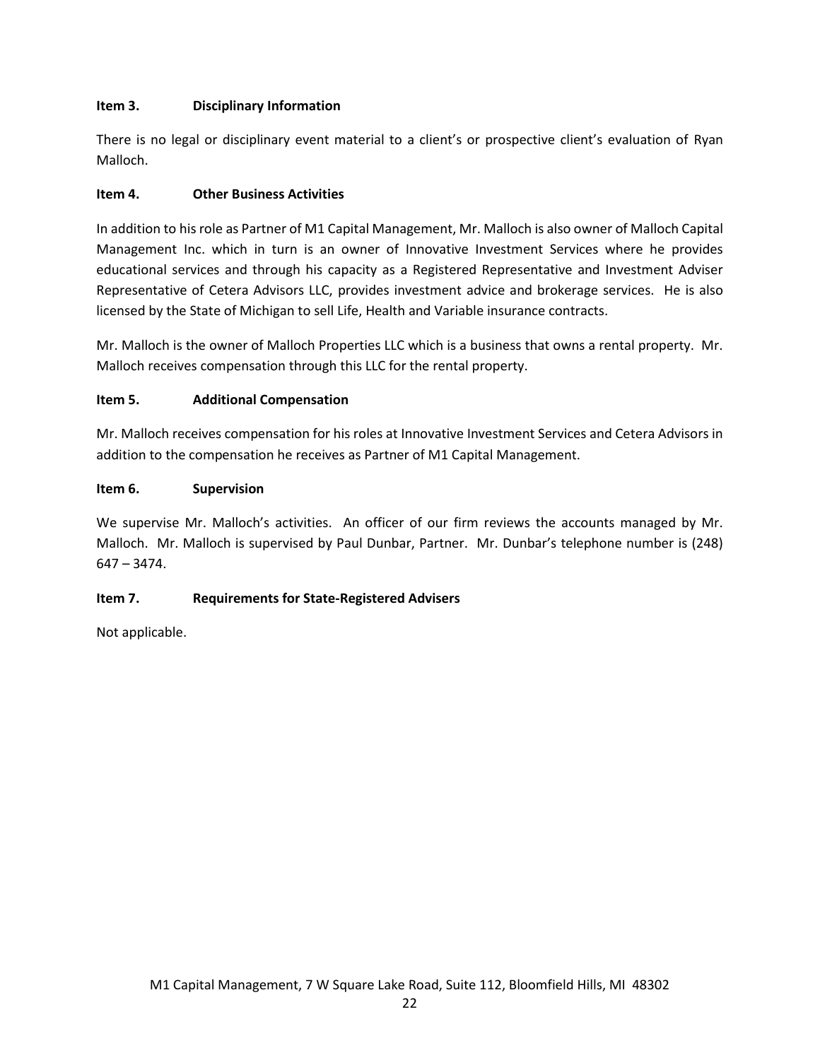### Item 3. Disciplinary Information

There is no legal or disciplinary event material to a client's or prospective client's evaluation of Ryan Malloch.

### Item 4. Other Business Activities

In addition to his role as Partner of M1 Capital Management, Mr. Malloch is also owner of Malloch Capital Management Inc. which in turn is an owner of Innovative Investment Services where he provides educational services and through his capacity as a Registered Representative and Investment Adviser Representative of Cetera Advisors LLC, provides investment advice and brokerage services. He is also licensed by the State of Michigan to sell Life, Health and Variable insurance contracts.

Mr. Malloch is the owner of Malloch Properties LLC which is a business that owns a rental property. Mr. Malloch receives compensation through this LLC for the rental property.

### Item 5. Additional Compensation

Mr. Malloch receives compensation for his roles at Innovative Investment Services and Cetera Advisors in addition to the compensation he receives as Partner of M1 Capital Management.

### Item 6. Supervision

We supervise Mr. Malloch's activities. An officer of our firm reviews the accounts managed by Mr. Malloch. Mr. Malloch is supervised by Paul Dunbar, Partner. Mr. Dunbar's telephone number is (248) 647 – 3474.

### Item 7. Requirements for State-Registered Advisers

Not applicable.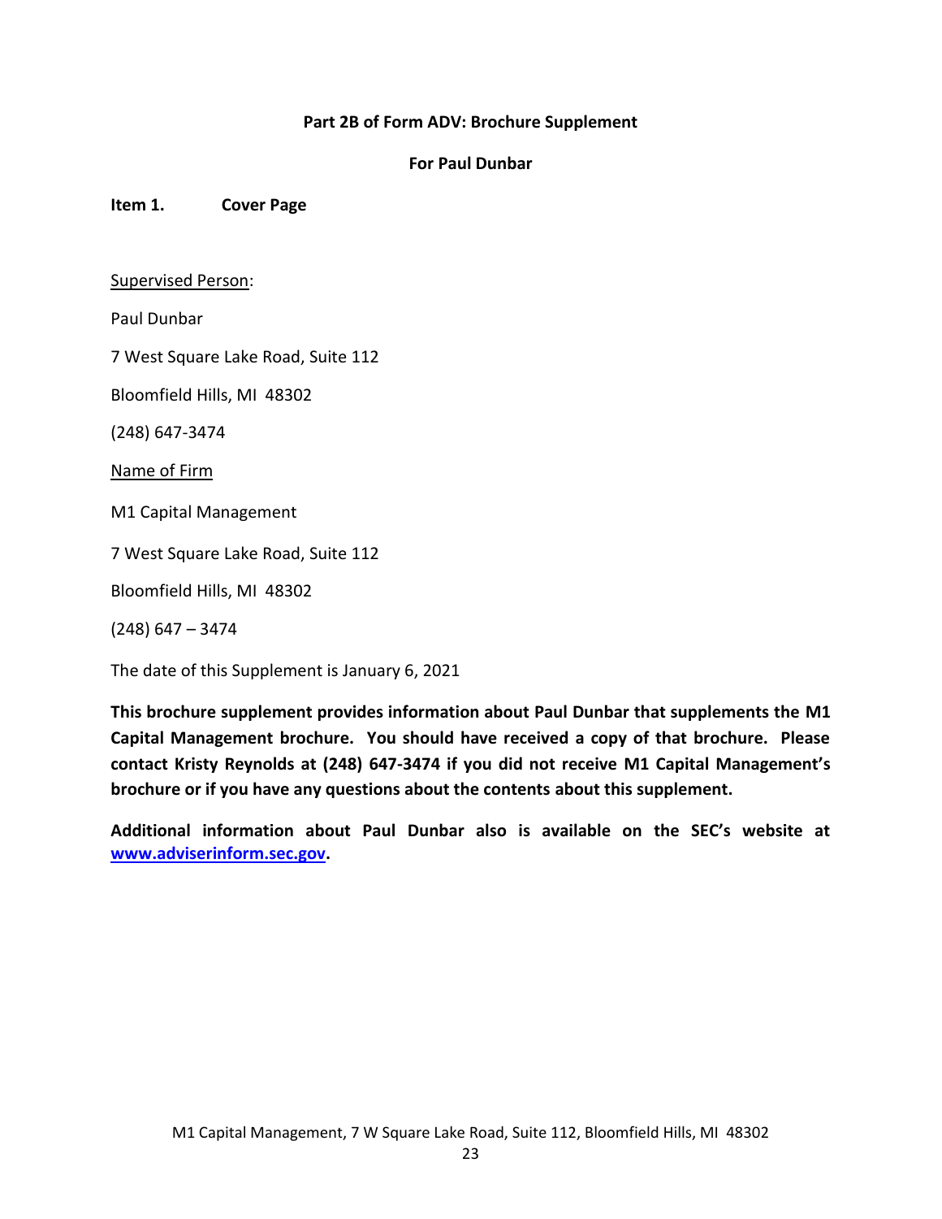**Part 2B of Form ADV: Brochure Supplement**

**For Paul Dunbar**

**Item 1. Cover Page**

Supervised Person:

Paul Dunbar

7 West Square Lake Road, Suite 112

Bloomfield Hills, MI 48302

(248) 647-3474

Name of Firm

M1 Capital Management

7 West Square Lake Road, Suite 112

Bloomfield Hills, MI 48302

(248) 647 – 3474

The date of this Supplement is January 6, 2021

**This brochure supplement provides information about Paul Dunbar that supplements the M1 Capital Management brochure. You should have received a copy of that brochure. Please contact Kristy Reynolds at (248) 647-3474 if you did not receive M1 Capital Management's brochure or if you have any questions about the contents about this supplement.**

**Additional information about Paul Dunbar also is available on the SEC's website at [www.adviserinform.sec.gov](http://www.adviserinform.sec.gov).**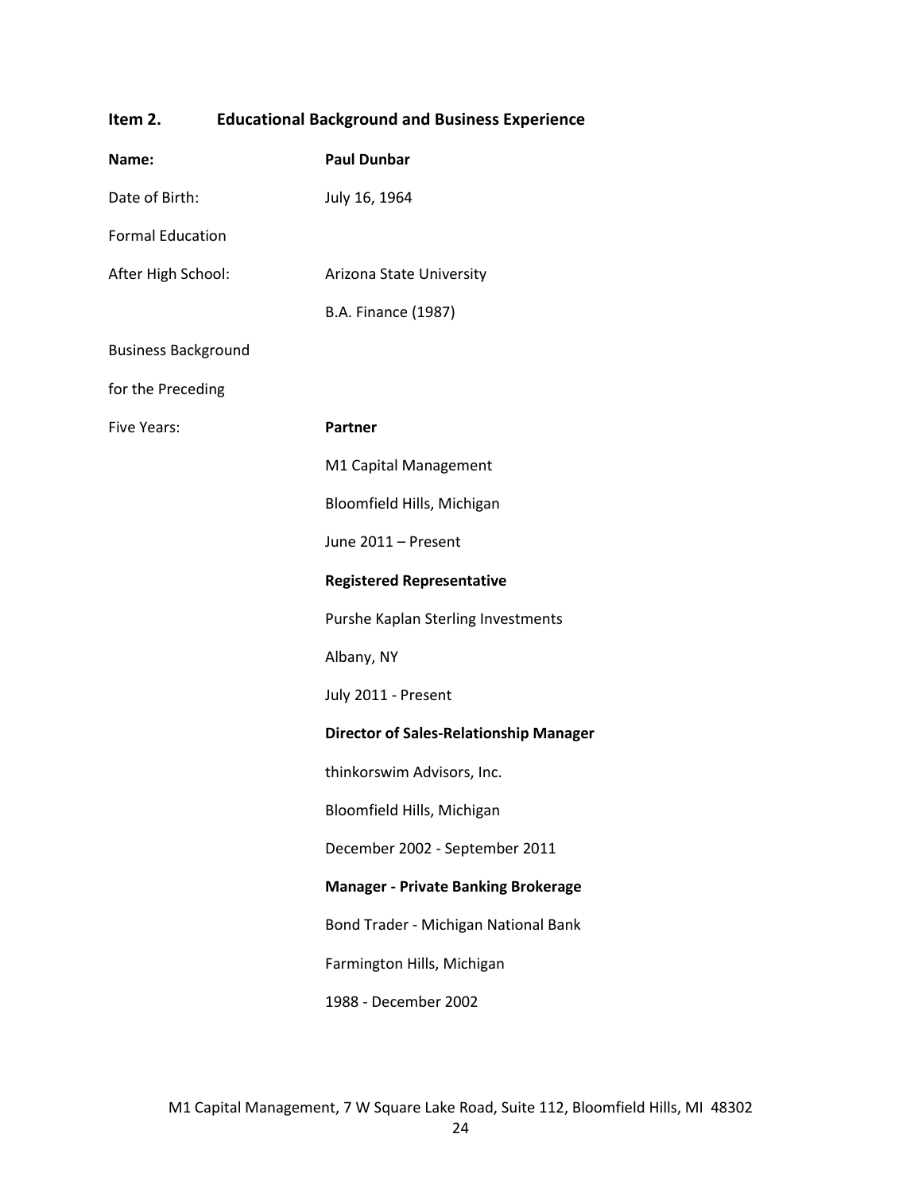## Item 2. Educational Background and Business Experience

| | |
|---|---|
| **Name:** | **Paul Dunbar** |
| Date of Birth: | July 16, 1964 |
| Formal Education | |
| After High School: | Arizona State University |
| | B.A. Finance (1987) |
| Business Background | |
| for the Preceding | |
| Five Years: | **Partner** |
| | M1 Capital Management |
| | Bloomfield Hills, Michigan |
| | June 2011 – Present |
| | **Registered Representative** |
| | Purshe Kaplan Sterling Investments |
| | Albany, NY |
| | July 2011 - Present |
| | **Director of Sales-Relationship Manager** |
| | thinkorswim Advisors, Inc. |
| | Bloomfield Hills, Michigan |
| | December 2002 - September 2011 |
| | **Manager - Private Banking Brokerage** |
| | Bond Trader - Michigan National Bank |
| | Farmington Hills, Michigan |
| | 1988 - December 2002 |

M1 Capital Management, 7 W Square Lake Road, Suite 112, Bloomfield Hills, MI 48302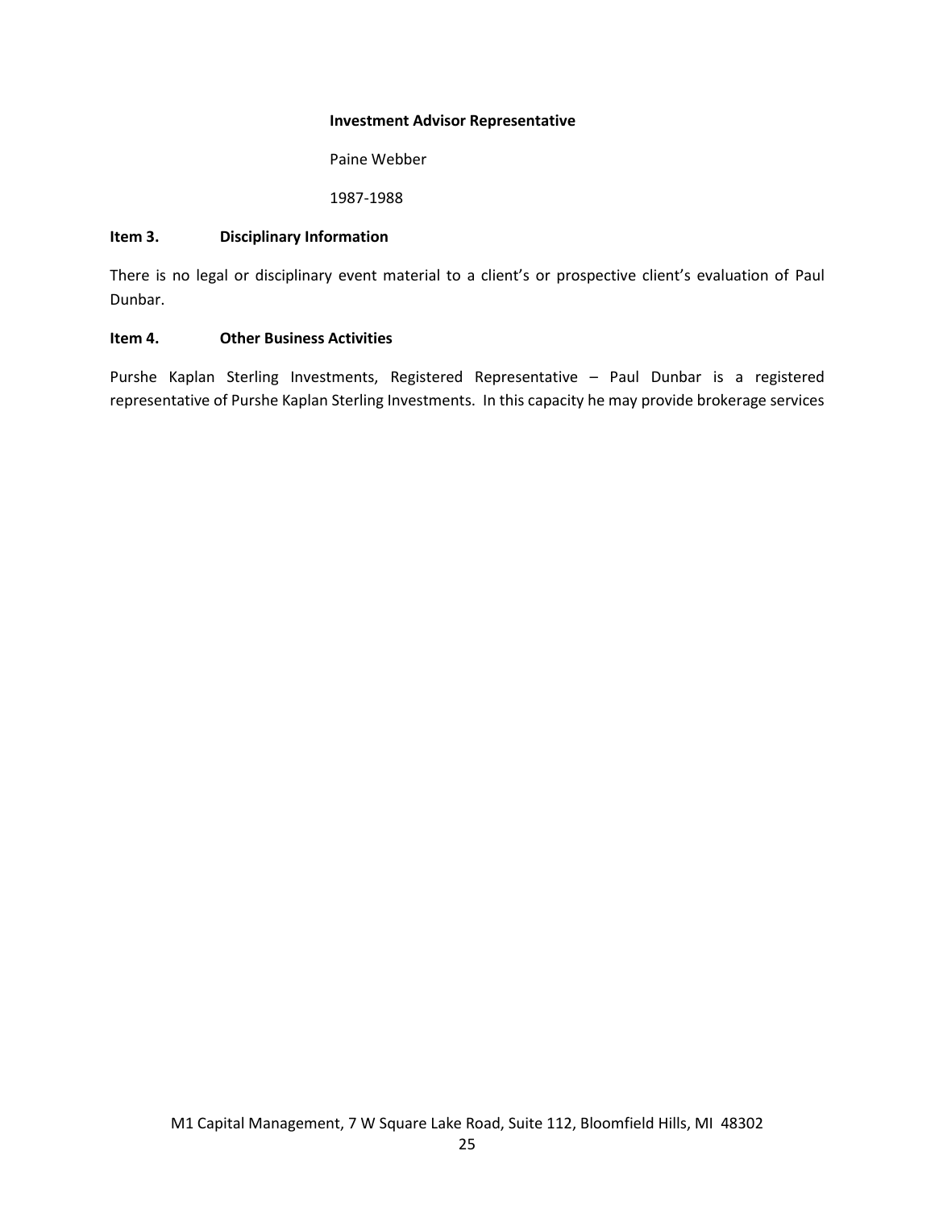**Investment Advisor Representative**

Paine Webber

1987-1988

**Item 3. Disciplinary Information**

There is no legal or disciplinary event material to a client's or prospective client's evaluation of Paul Dunbar.

**Item 4. Other Business Activities**

Purshe Kaplan Sterling Investments, Registered Representative – Paul Dunbar is a registered representative of Purshe Kaplan Sterling Investments. In this capacity he may provide brokerage services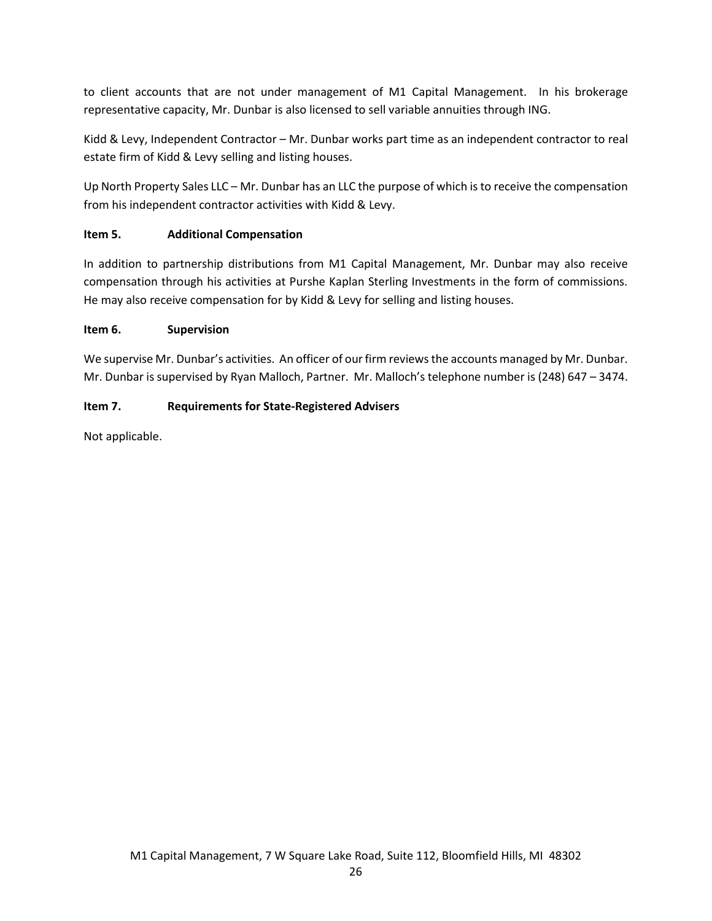to client accounts that are not under management of M1 Capital Management. In his brokerage representative capacity, Mr. Dunbar is also licensed to sell variable annuities through ING.

Kidd & Levy, Independent Contractor – Mr. Dunbar works part time as an independent contractor to real estate firm of Kidd & Levy selling and listing houses.

Up North Property Sales LLC – Mr. Dunbar has an LLC the purpose of which is to receive the compensation from his independent contractor activities with Kidd & Levy.

**Item 5. Additional Compensation**

In addition to partnership distributions from M1 Capital Management, Mr. Dunbar may also receive compensation through his activities at Purshe Kaplan Sterling Investments in the form of commissions. He may also receive compensation for by Kidd & Levy for selling and listing houses.

**Item 6. Supervision**

We supervise Mr. Dunbar's activities. An officer of our firm reviews the accounts managed by Mr. Dunbar. Mr. Dunbar is supervised by Ryan Malloch, Partner. Mr. Malloch's telephone number is (248) 647 – 3474.

**Item 7. Requirements for State-Registered Advisers**

Not applicable.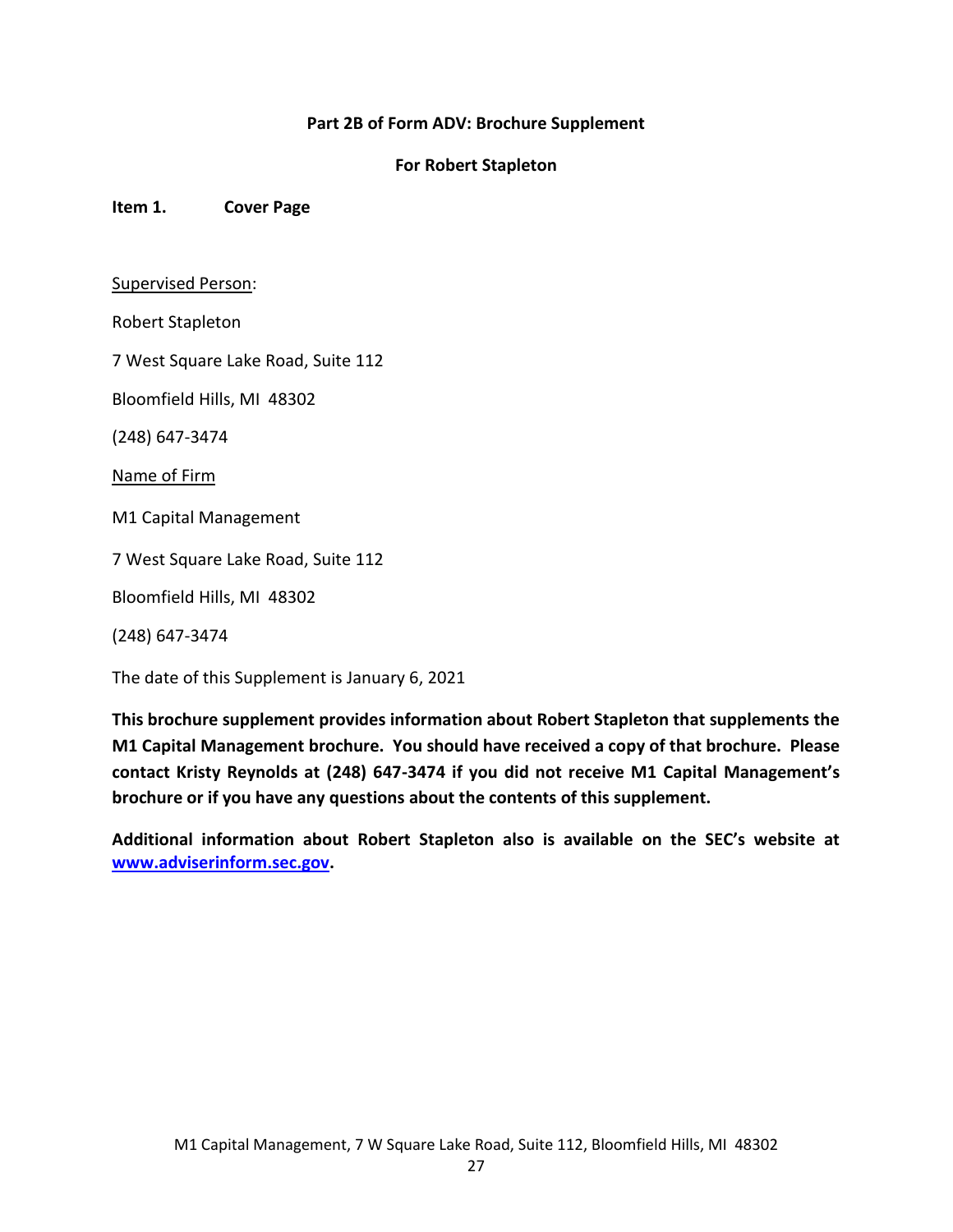## Part 2B of Form ADV: Brochure Supplement

### For Robert Stapleton

**Item 1. Cover Page**

Supervised Person:

Robert Stapleton

7 West Square Lake Road, Suite 112

Bloomfield Hills, MI 48302

(248) 647-3474

Name of Firm

M1 Capital Management

7 West Square Lake Road, Suite 112

Bloomfield Hills, MI 48302

(248) 647-3474

The date of this Supplement is January 6, 2021

**This brochure supplement provides information about Robert Stapleton that supplements the M1 Capital Management brochure. You should have received a copy of that brochure. Please contact Kristy Reynolds at (248) 647-3474 if you did not receive M1 Capital Management's brochure or if you have any questions about the contents of this supplement.**

**Additional information about Robert Stapleton also is available on the SEC's website at [www.adviserinform.sec.gov](www.adviserinform.sec.gov).**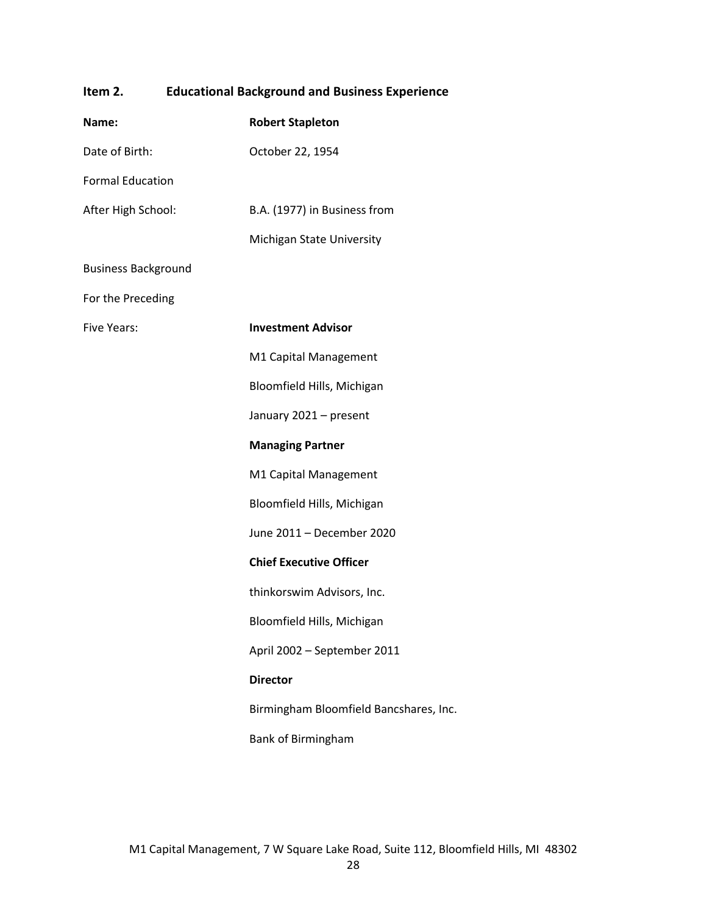## Item 2. Educational Background and Business Experience

**Name:** **Robert Stapleton**

Date of Birth: October 22, 1954

Formal Education

After High School: B.A. (1977) in Business from Michigan State University

Business Background For the Preceding Five Years:

**Investment Advisor**
M1 Capital Management
Bloomfield Hills, Michigan
January 2021 – present

**Managing Partner**
M1 Capital Management
Bloomfield Hills, Michigan
June 2011 – December 2020

**Chief Executive Officer**
thinkorswim Advisors, Inc.
Bloomfield Hills, Michigan
April 2002 – September 2011

**Director**
Birmingham Bloomfield Bancshares, Inc.
Bank of Birmingham

M1 Capital Management, 7 W Square Lake Road, Suite 112, Bloomfield Hills, MI 48302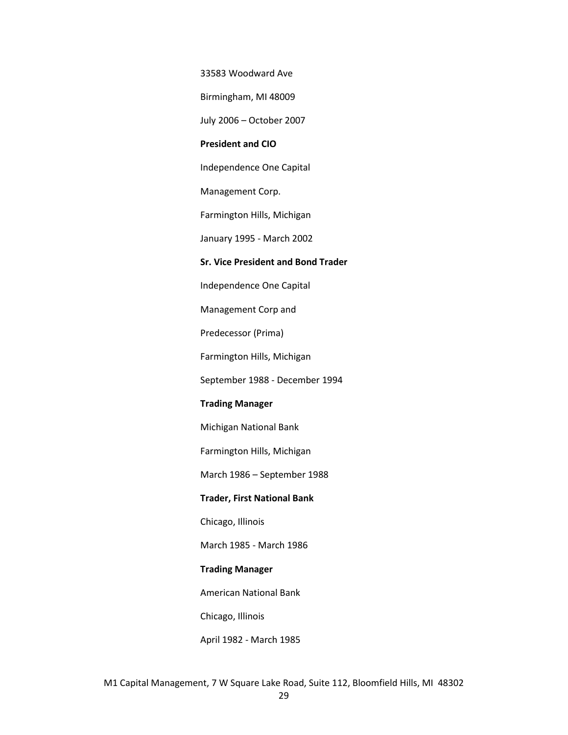33583 Woodward Ave

Birmingham, MI 48009

July 2006 – October 2007

**President and CIO**

Independence One Capital

Management Corp.

Farmington Hills, Michigan

January 1995 - March 2002

**Sr. Vice President and Bond Trader**

Independence One Capital

Management Corp and

Predecessor (Prima)

Farmington Hills, Michigan

September 1988 - December 1994

**Trading Manager**

Michigan National Bank

Farmington Hills, Michigan

March 1986 – September 1988

**Trader, First National Bank**

Chicago, Illinois

March 1985 - March 1986

**Trading Manager**

American National Bank

Chicago, Illinois

April 1982 - March 1985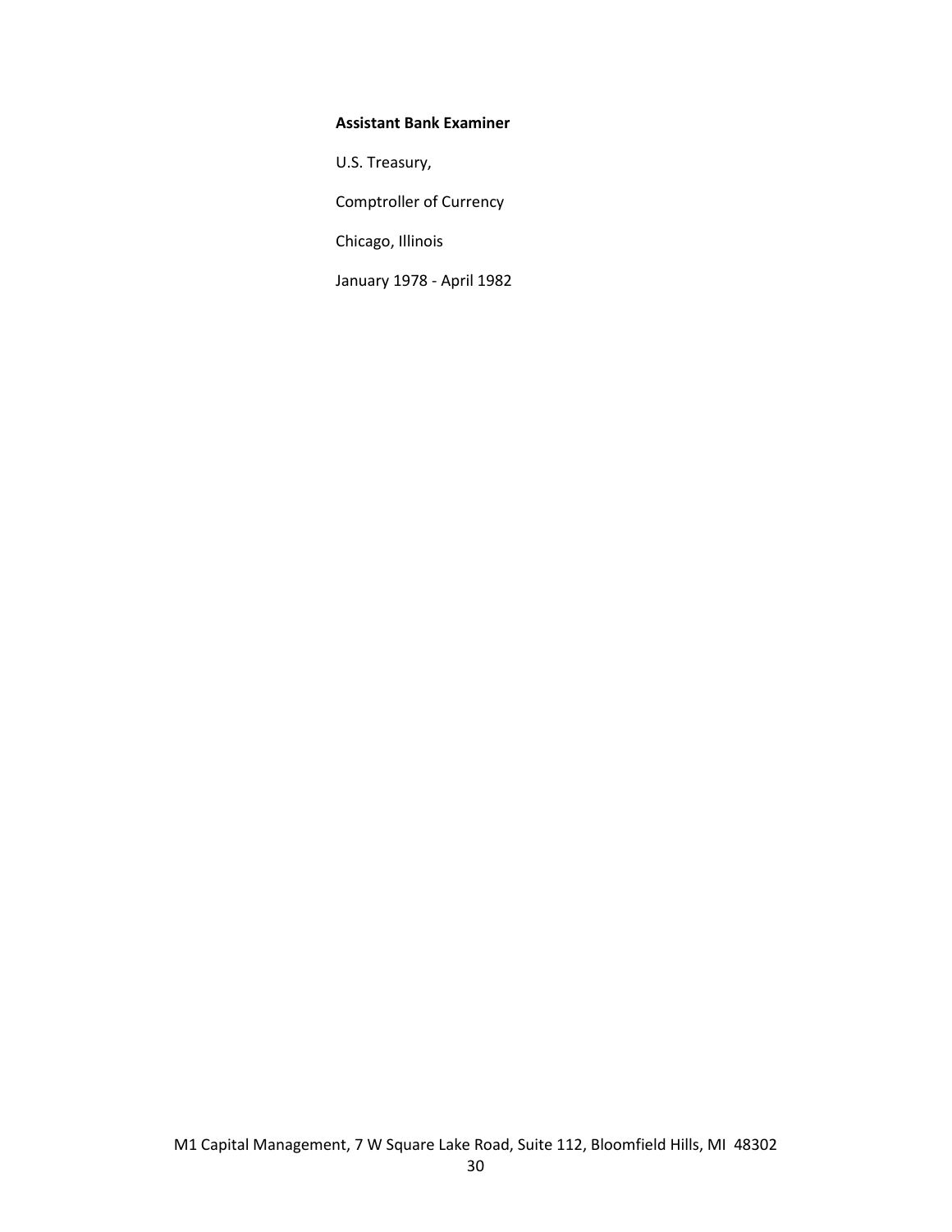**Assistant Bank Examiner**

U.S. Treasury,

Comptroller of Currency

Chicago, Illinois

January 1978 - April 1982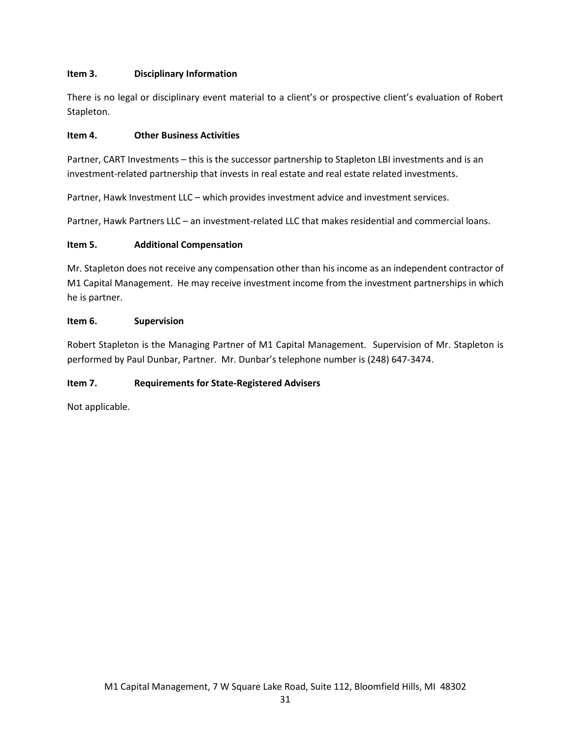### Item 3. Disciplinary Information

There is no legal or disciplinary event material to a client's or prospective client's evaluation of Robert Stapleton.

### Item 4. Other Business Activities

Partner, CART Investments – this is the successor partnership to Stapleton LBI investments and is an investment-related partnership that invests in real estate and real estate related investments.

Partner, Hawk Investment LLC – which provides investment advice and investment services.

Partner, Hawk Partners LLC – an investment-related LLC that makes residential and commercial loans.

### Item 5. Additional Compensation

Mr. Stapleton does not receive any compensation other than his income as an independent contractor of M1 Capital Management. He may receive investment income from the investment partnerships in which he is partner.

### Item 6. Supervision

Robert Stapleton is the Managing Partner of M1 Capital Management. Supervision of Mr. Stapleton is performed by Paul Dunbar, Partner. Mr. Dunbar's telephone number is (248) 647-3474.

### Item 7. Requirements for State-Registered Advisers

Not applicable.